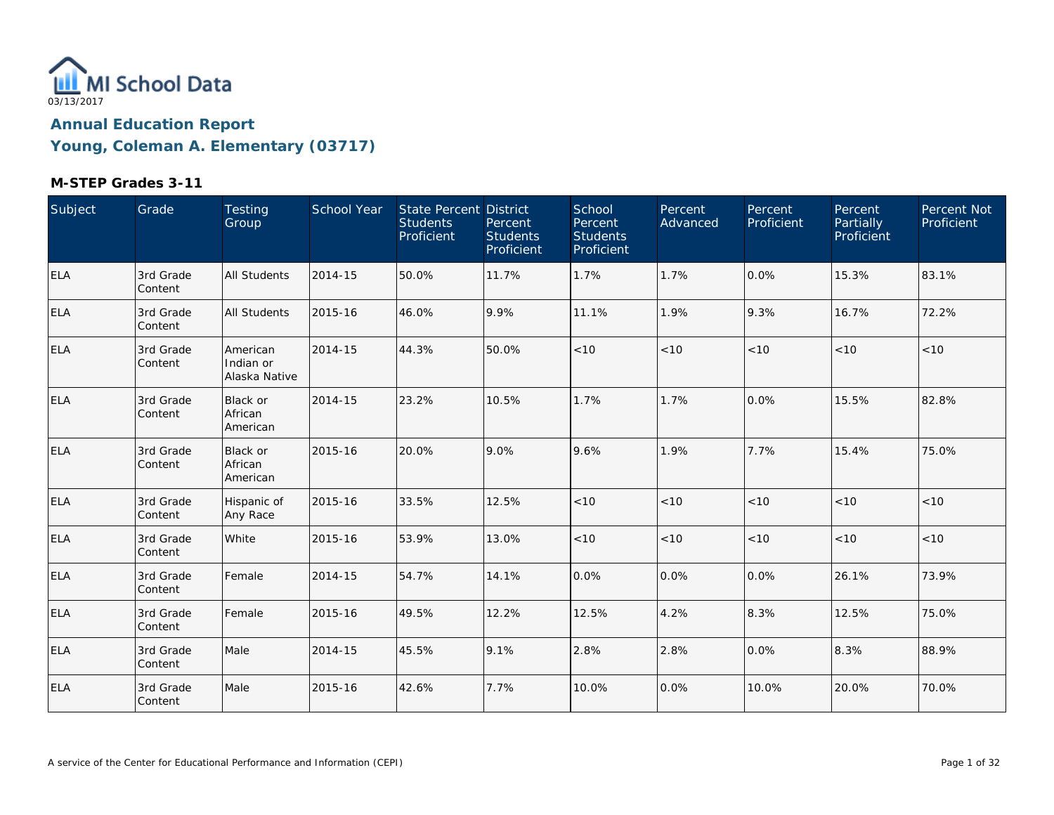MI School Data

03/13/2017

## Annual Education Report

## Young, Coleman A. Elementary (03717)

### M-STEP Grades 3-11

| Subject | Grade | Testing Group | School Year | State Percent Students Proficient | District Percent Students Proficient | School Percent Students Proficient | Percent Advanced | Percent Proficient | Percent Partially Proficient | Percent Not Proficient |
|---|---|---|---|---|---|---|---|---|---|---|
| ELA | 3rd Grade Content | All Students | 2014-15 | 50.0% | 11.7% | 1.7% | 1.7% | 0.0% | 15.3% | 83.1% |
| ELA | 3rd Grade Content | All Students | 2015-16 | 46.0% | 9.9% | 11.1% | 1.9% | 9.3% | 16.7% | 72.2% |
| ELA | 3rd Grade Content | American Indian or Alaska Native | 2014-15 | 44.3% | 50.0% | <10 | <10 | <10 | <10 | <10 |
| ELA | 3rd Grade Content | Black or African American | 2014-15 | 23.2% | 10.5% | 1.7% | 1.7% | 0.0% | 15.5% | 82.8% |
| ELA | 3rd Grade Content | Black or African American | 2015-16 | 20.0% | 9.0% | 9.6% | 1.9% | 7.7% | 15.4% | 75.0% |
| ELA | 3rd Grade Content | Hispanic of Any Race | 2015-16 | 33.5% | 12.5% | <10 | <10 | <10 | <10 | <10 |
| ELA | 3rd Grade Content | White | 2015-16 | 53.9% | 13.0% | <10 | <10 | <10 | <10 | <10 |
| ELA | 3rd Grade Content | Female | 2014-15 | 54.7% | 14.1% | 0.0% | 0.0% | 0.0% | 26.1% | 73.9% |
| ELA | 3rd Grade Content | Female | 2015-16 | 49.5% | 12.2% | 12.5% | 4.2% | 8.3% | 12.5% | 75.0% |
| ELA | 3rd Grade Content | Male | 2014-15 | 45.5% | 9.1% | 2.8% | 2.8% | 0.0% | 8.3% | 88.9% |
| ELA | 3rd Grade Content | Male | 2015-16 | 42.6% | 7.7% | 10.0% | 0.0% | 10.0% | 20.0% | 70.0% |

A service of the Center for Educational Performance and Information (CEPI)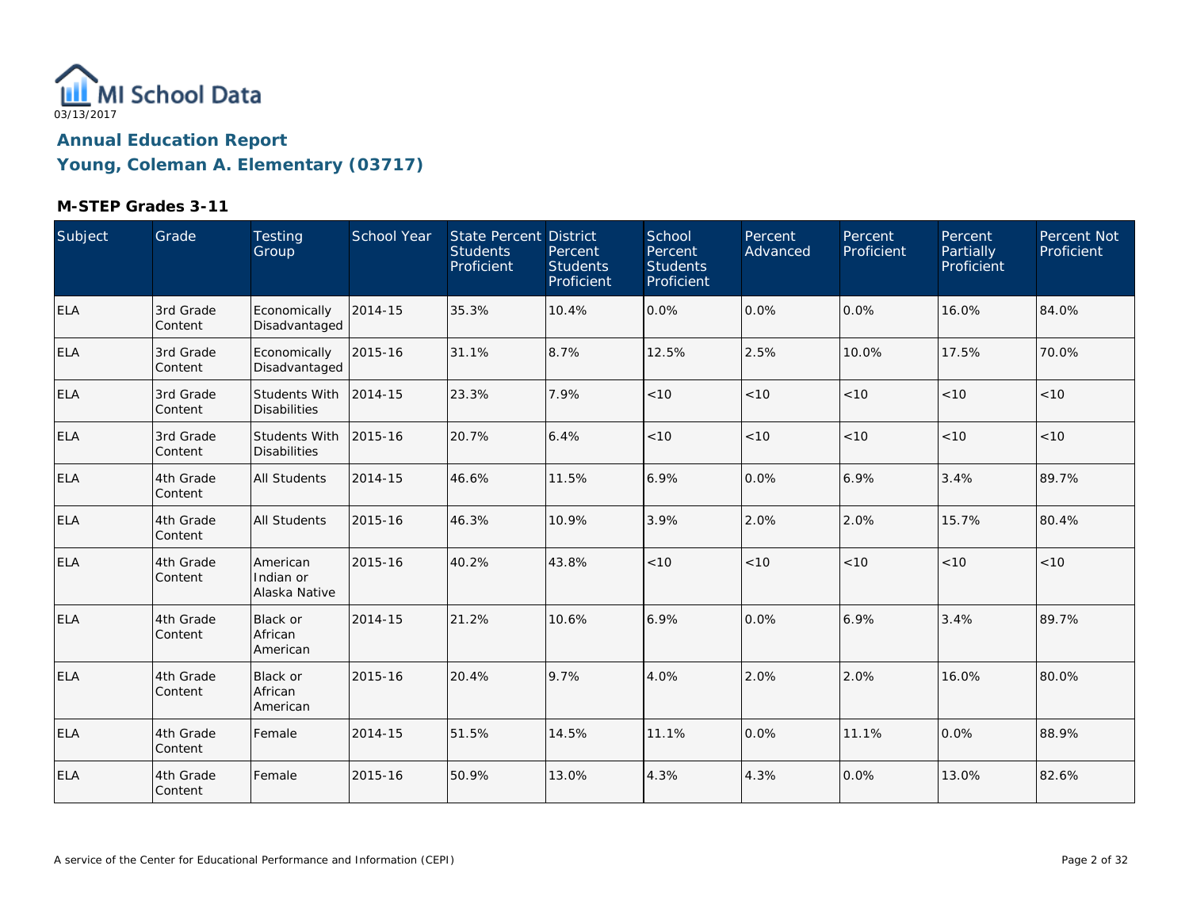MI School Data

03/13/2017

## Annual Education Report

## Young, Coleman A. Elementary (03717)

### M-STEP Grades 3-11

| Subject | Grade | Testing Group | School Year | State Percent Students Proficient | District Percent Students Proficient | School Percent Students Proficient | Percent Advanced | Percent Proficient | Percent Partially Proficient | Percent Not Proficient |
|---|---|---|---|---|---|---|---|---|---|---|
| ELA | 3rd Grade Content | Economically Disadvantaged | 2014-15 | 35.3% | 10.4% | 0.0% | 0.0% | 0.0% | 16.0% | 84.0% |
| ELA | 3rd Grade Content | Economically Disadvantaged | 2015-16 | 31.1% | 8.7% | 12.5% | 2.5% | 10.0% | 17.5% | 70.0% |
| ELA | 3rd Grade Content | Students With Disabilities | 2014-15 | 23.3% | 7.9% | <10 | <10 | <10 | <10 | <10 |
| ELA | 3rd Grade Content | Students With Disabilities | 2015-16 | 20.7% | 6.4% | <10 | <10 | <10 | <10 | <10 |
| ELA | 4th Grade Content | All Students | 2014-15 | 46.6% | 11.5% | 6.9% | 0.0% | 6.9% | 3.4% | 89.7% |
| ELA | 4th Grade Content | All Students | 2015-16 | 46.3% | 10.9% | 3.9% | 2.0% | 2.0% | 15.7% | 80.4% |
| ELA | 4th Grade Content | American Indian or Alaska Native | 2015-16 | 40.2% | 43.8% | <10 | <10 | <10 | <10 | <10 |
| ELA | 4th Grade Content | Black or African American | 2014-15 | 21.2% | 10.6% | 6.9% | 0.0% | 6.9% | 3.4% | 89.7% |
| ELA | 4th Grade Content | Black or African American | 2015-16 | 20.4% | 9.7% | 4.0% | 2.0% | 2.0% | 16.0% | 80.0% |
| ELA | 4th Grade Content | Female | 2014-15 | 51.5% | 14.5% | 11.1% | 0.0% | 11.1% | 0.0% | 88.9% |
| ELA | 4th Grade Content | Female | 2015-16 | 50.9% | 13.0% | 4.3% | 4.3% | 0.0% | 13.0% | 82.6% |

A service of the Center for Educational Performance and Information (CEPI)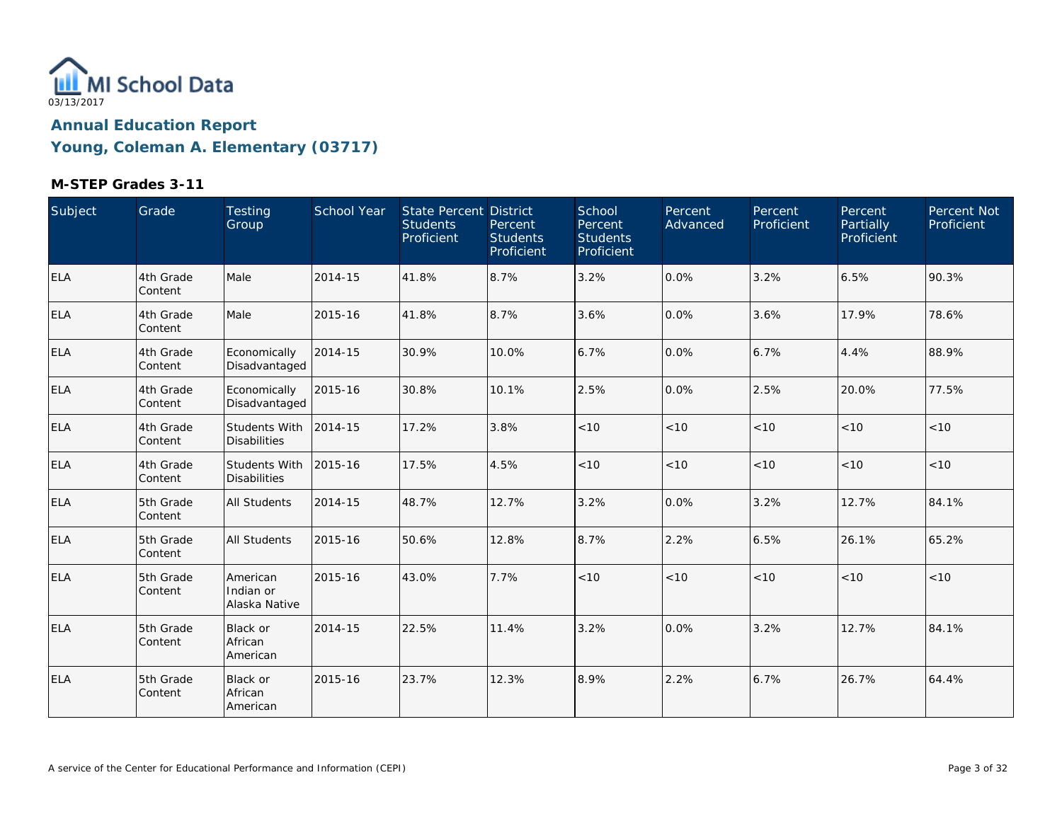MI School Data
03/13/2017

## Annual Education Report
## Young, Coleman A. Elementary (03717)

### M-STEP Grades 3-11

| Subject | Grade | Testing Group | School Year | State Percent Students Proficient | District Percent Students Proficient | School Percent Students Proficient | Percent Advanced | Percent Proficient | Percent Partially Proficient | Percent Not Proficient |
|---|---|---|---|---|---|---|---|---|---|---|
| ELA | 4th Grade Content | Male | 2014-15 | 41.8% | 8.7% | 3.2% | 0.0% | 3.2% | 6.5% | 90.3% |
| ELA | 4th Grade Content | Male | 2015-16 | 41.8% | 8.7% | 3.6% | 0.0% | 3.6% | 17.9% | 78.6% |
| ELA | 4th Grade Content | Economically Disadvantaged | 2014-15 | 30.9% | 10.0% | 6.7% | 0.0% | 6.7% | 4.4% | 88.9% |
| ELA | 4th Grade Content | Economically Disadvantaged | 2015-16 | 30.8% | 10.1% | 2.5% | 0.0% | 2.5% | 20.0% | 77.5% |
| ELA | 4th Grade Content | Students With Disabilities | 2014-15 | 17.2% | 3.8% | <10 | <10 | <10 | <10 | <10 |
| ELA | 4th Grade Content | Students With Disabilities | 2015-16 | 17.5% | 4.5% | <10 | <10 | <10 | <10 | <10 |
| ELA | 5th Grade Content | All Students | 2014-15 | 48.7% | 12.7% | 3.2% | 0.0% | 3.2% | 12.7% | 84.1% |
| ELA | 5th Grade Content | All Students | 2015-16 | 50.6% | 12.8% | 8.7% | 2.2% | 6.5% | 26.1% | 65.2% |
| ELA | 5th Grade Content | American Indian or Alaska Native | 2015-16 | 43.0% | 7.7% | <10 | <10 | <10 | <10 | <10 |
| ELA | 5th Grade Content | Black or African American | 2014-15 | 22.5% | 11.4% | 3.2% | 0.0% | 3.2% | 12.7% | 84.1% |
| ELA | 5th Grade Content | Black or African American | 2015-16 | 23.7% | 12.3% | 8.9% | 2.2% | 6.7% | 26.7% | 64.4% |

A service of the Center for Educational Performance and Information (CEPI)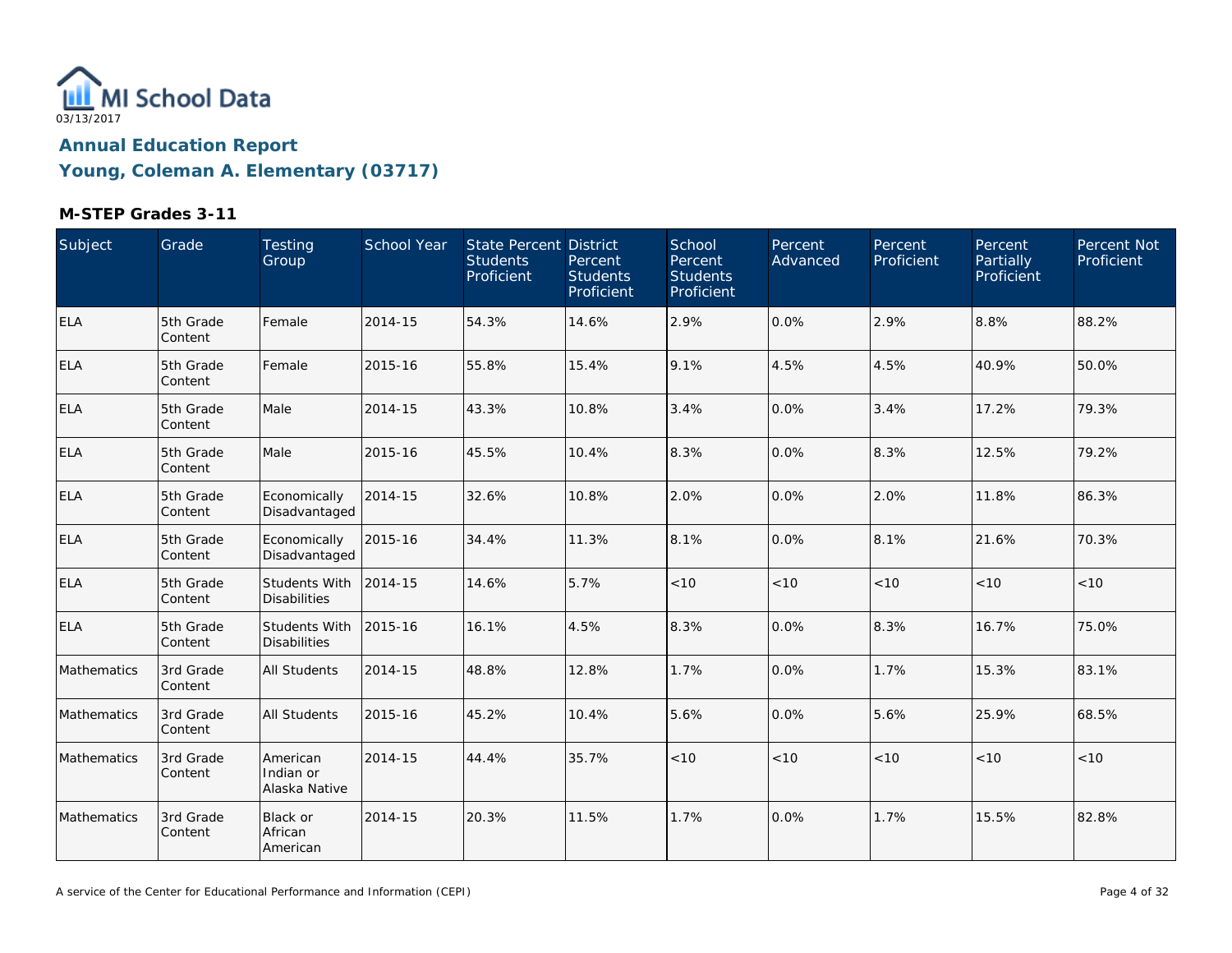MI School Data

03/13/2017

## Annual Education Report

## Young, Coleman A. Elementary (03717)

### M-STEP Grades 3-11

| Subject | Grade | Testing Group | School Year | State Percent Students Proficient | District Percent Students Proficient | School Percent Students Proficient | Percent Advanced | Percent Proficient | Percent Partially Proficient | Percent Not Proficient |
|---|---|---|---|---|---|---|---|---|---|---|
| ELA | 5th Grade Content | Female | 2014-15 | 54.3% | 14.6% | 2.9% | 0.0% | 2.9% | 8.8% | 88.2% |
| ELA | 5th Grade Content | Female | 2015-16 | 55.8% | 15.4% | 9.1% | 4.5% | 4.5% | 40.9% | 50.0% |
| ELA | 5th Grade Content | Male | 2014-15 | 43.3% | 10.8% | 3.4% | 0.0% | 3.4% | 17.2% | 79.3% |
| ELA | 5th Grade Content | Male | 2015-16 | 45.5% | 10.4% | 8.3% | 0.0% | 8.3% | 12.5% | 79.2% |
| ELA | 5th Grade Content | Economically Disadvantaged | 2014-15 | 32.6% | 10.8% | 2.0% | 0.0% | 2.0% | 11.8% | 86.3% |
| ELA | 5th Grade Content | Economically Disadvantaged | 2015-16 | 34.4% | 11.3% | 8.1% | 0.0% | 8.1% | 21.6% | 70.3% |
| ELA | 5th Grade Content | Students With Disabilities | 2014-15 | 14.6% | 5.7% | <10 | <10 | <10 | <10 | <10 |
| ELA | 5th Grade Content | Students With Disabilities | 2015-16 | 16.1% | 4.5% | 8.3% | 0.0% | 8.3% | 16.7% | 75.0% |
| Mathematics | 3rd Grade Content | All Students | 2014-15 | 48.8% | 12.8% | 1.7% | 0.0% | 1.7% | 15.3% | 83.1% |
| Mathematics | 3rd Grade Content | All Students | 2015-16 | 45.2% | 10.4% | 5.6% | 0.0% | 5.6% | 25.9% | 68.5% |
| Mathematics | 3rd Grade Content | American Indian or Alaska Native | 2014-15 | 44.4% | 35.7% | <10 | <10 | <10 | <10 | <10 |
| Mathematics | 3rd Grade Content | Black or African American | 2014-15 | 20.3% | 11.5% | 1.7% | 0.0% | 1.7% | 15.5% | 82.8% |

A service of the Center for Educational Performance and Information (CEPI)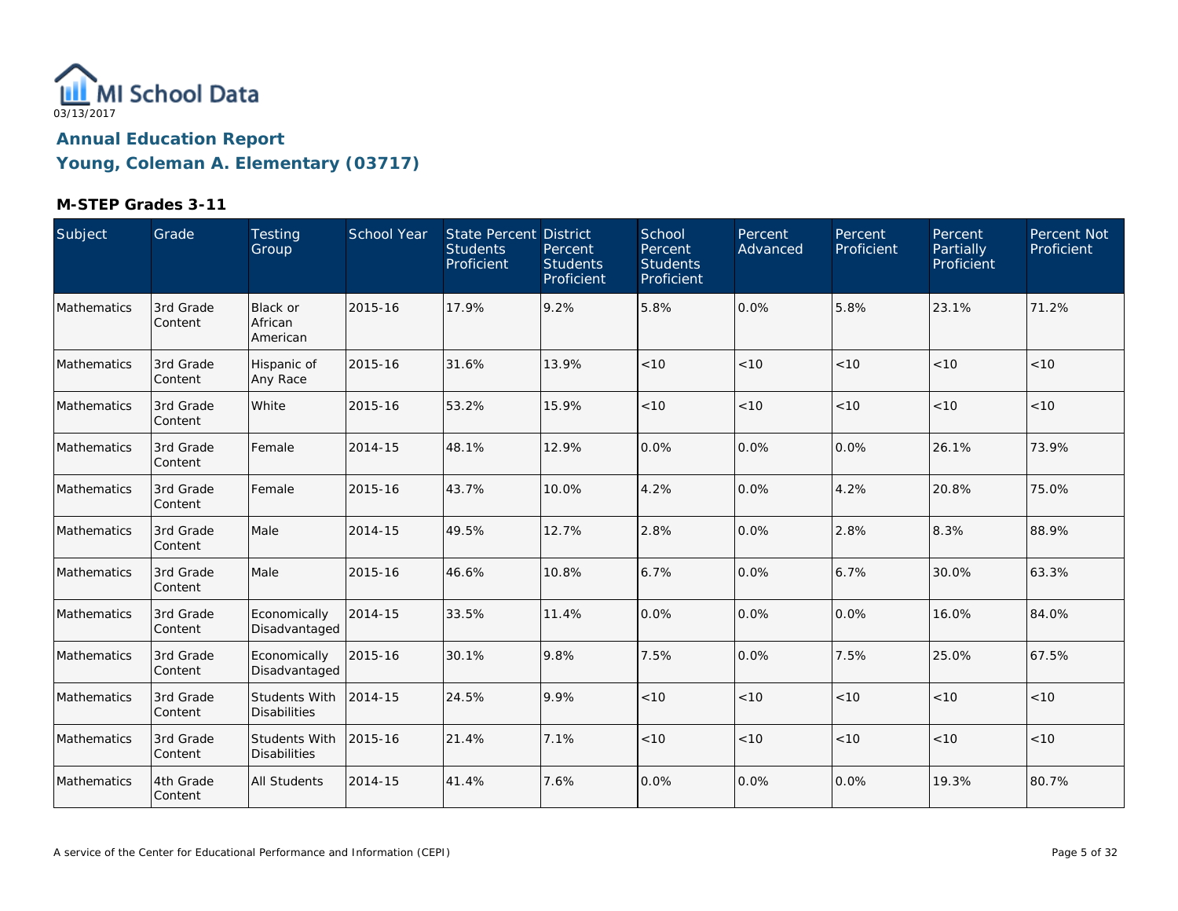MI School Data

03/13/2017

## Annual Education Report

## Young, Coleman A. Elementary (03717)

### M-STEP Grades 3-11

| Subject | Grade | Testing Group | School Year | State Percent Students Proficient | District Percent Students Proficient | School Percent Students Proficient | Percent Advanced | Percent Proficient | Percent Partially Proficient | Percent Not Proficient |
|---|---|---|---|---|---|---|---|---|---|---|
| Mathematics | 3rd Grade Content | Black or African American | 2015-16 | 17.9% | 9.2% | 5.8% | 0.0% | 5.8% | 23.1% | 71.2% |
| Mathematics | 3rd Grade Content | Hispanic of Any Race | 2015-16 | 31.6% | 13.9% | <10 | <10 | <10 | <10 | <10 |
| Mathematics | 3rd Grade Content | White | 2015-16 | 53.2% | 15.9% | <10 | <10 | <10 | <10 | <10 |
| Mathematics | 3rd Grade Content | Female | 2014-15 | 48.1% | 12.9% | 0.0% | 0.0% | 0.0% | 26.1% | 73.9% |
| Mathematics | 3rd Grade Content | Female | 2015-16 | 43.7% | 10.0% | 4.2% | 0.0% | 4.2% | 20.8% | 75.0% |
| Mathematics | 3rd Grade Content | Male | 2014-15 | 49.5% | 12.7% | 2.8% | 0.0% | 2.8% | 8.3% | 88.9% |
| Mathematics | 3rd Grade Content | Male | 2015-16 | 46.6% | 10.8% | 6.7% | 0.0% | 6.7% | 30.0% | 63.3% |
| Mathematics | 3rd Grade Content | Economically Disadvantaged | 2014-15 | 33.5% | 11.4% | 0.0% | 0.0% | 0.0% | 16.0% | 84.0% |
| Mathematics | 3rd Grade Content | Economically Disadvantaged | 2015-16 | 30.1% | 9.8% | 7.5% | 0.0% | 7.5% | 25.0% | 67.5% |
| Mathematics | 3rd Grade Content | Students With Disabilities | 2014-15 | 24.5% | 9.9% | <10 | <10 | <10 | <10 | <10 |
| Mathematics | 3rd Grade Content | Students With Disabilities | 2015-16 | 21.4% | 7.1% | <10 | <10 | <10 | <10 | <10 |
| Mathematics | 4th Grade Content | All Students | 2014-15 | 41.4% | 7.6% | 0.0% | 0.0% | 0.0% | 19.3% | 80.7% |

A service of the Center for Educational Performance and Information (CEPI)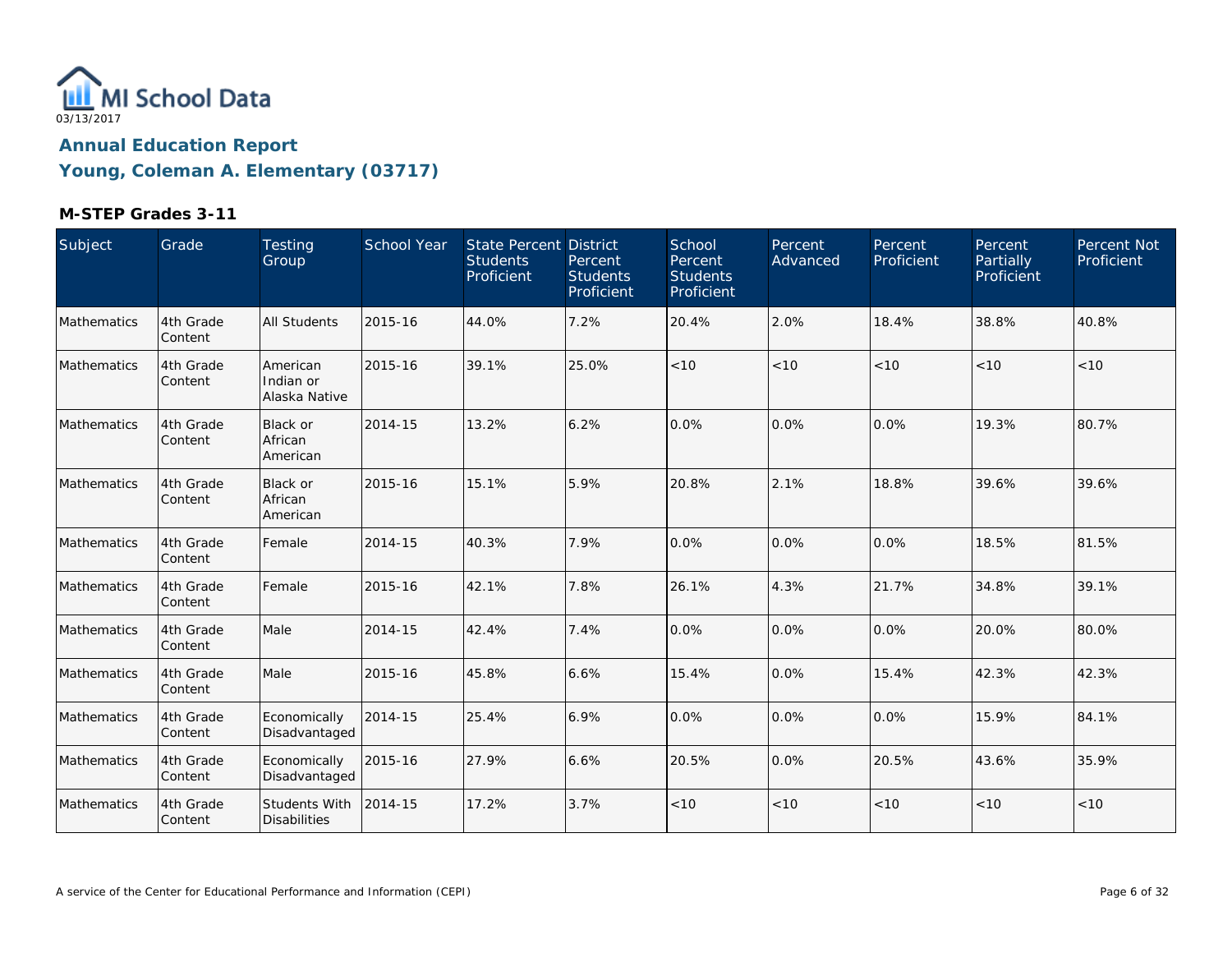MI School Data
03/13/2017

## Annual Education Report

## Young, Coleman A. Elementary (03717)

### M-STEP Grades 3-11

| Subject | Grade | Testing Group | School Year | State Percent Students Proficient | District Percent Students Proficient | School Percent Students Proficient | Percent Advanced | Percent Proficient | Percent Partially Proficient | Percent Not Proficient |
|---|---|---|---|---|---|---|---|---|---|---|
| Mathematics | 4th Grade Content | All Students | 2015-16 | 44.0% | 7.2% | 20.4% | 2.0% | 18.4% | 38.8% | 40.8% |
| Mathematics | 4th Grade Content | American Indian or Alaska Native | 2015-16 | 39.1% | 25.0% | <10 | <10 | <10 | <10 | <10 |
| Mathematics | 4th Grade Content | Black or African American | 2014-15 | 13.2% | 6.2% | 0.0% | 0.0% | 0.0% | 19.3% | 80.7% |
| Mathematics | 4th Grade Content | Black or African American | 2015-16 | 15.1% | 5.9% | 20.8% | 2.1% | 18.8% | 39.6% | 39.6% |
| Mathematics | 4th Grade Content | Female | 2014-15 | 40.3% | 7.9% | 0.0% | 0.0% | 0.0% | 18.5% | 81.5% |
| Mathematics | 4th Grade Content | Female | 2015-16 | 42.1% | 7.8% | 26.1% | 4.3% | 21.7% | 34.8% | 39.1% |
| Mathematics | 4th Grade Content | Male | 2014-15 | 42.4% | 7.4% | 0.0% | 0.0% | 0.0% | 20.0% | 80.0% |
| Mathematics | 4th Grade Content | Male | 2015-16 | 45.8% | 6.6% | 15.4% | 0.0% | 15.4% | 42.3% | 42.3% |
| Mathematics | 4th Grade Content | Economically Disadvantaged | 2014-15 | 25.4% | 6.9% | 0.0% | 0.0% | 0.0% | 15.9% | 84.1% |
| Mathematics | 4th Grade Content | Economically Disadvantaged | 2015-16 | 27.9% | 6.6% | 20.5% | 0.0% | 20.5% | 43.6% | 35.9% |
| Mathematics | 4th Grade Content | Students With Disabilities | 2014-15 | 17.2% | 3.7% | <10 | <10 | <10 | <10 | <10 |

A service of the Center for Educational Performance and Information (CEPI)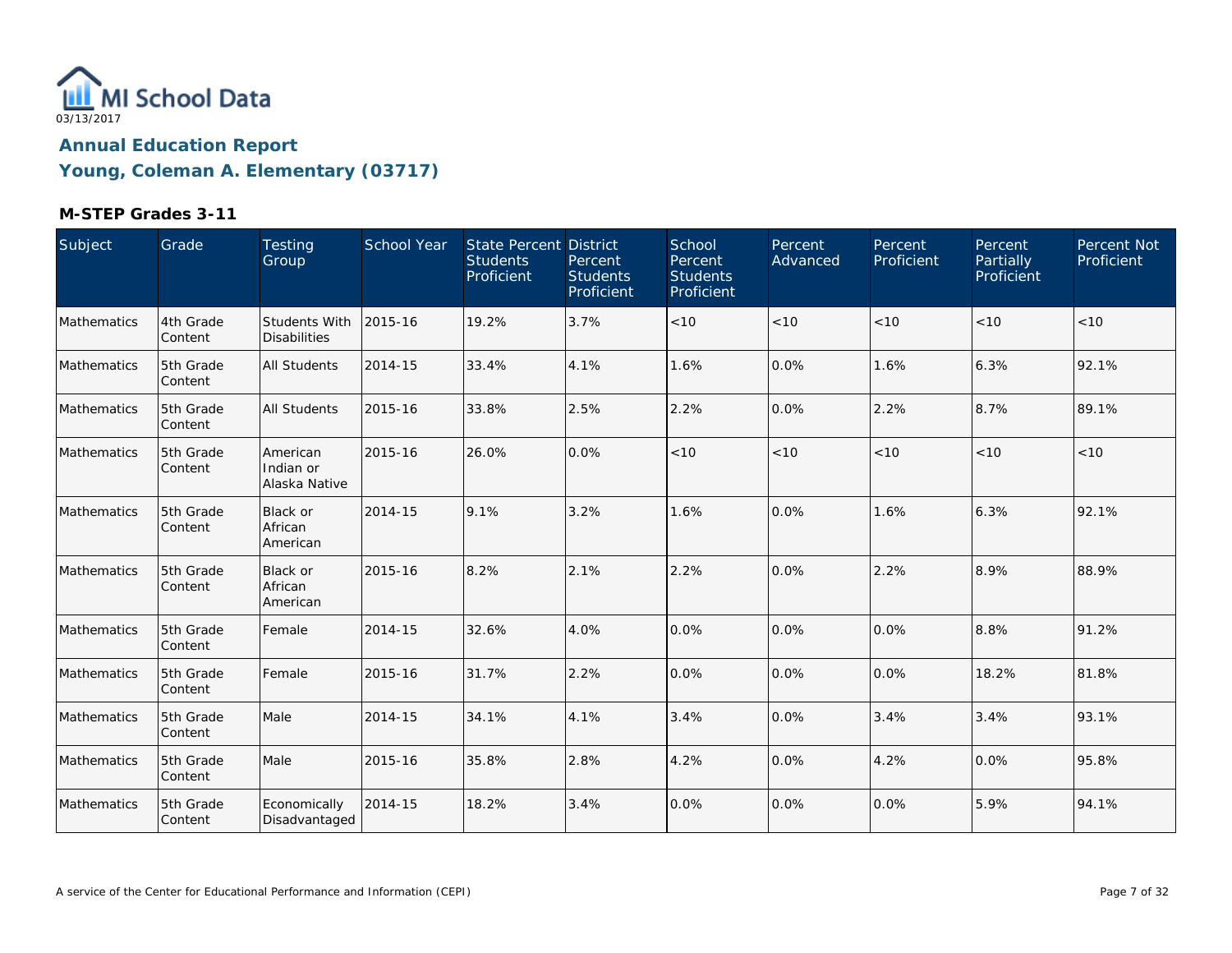MI School Data
03/13/2017

## Annual Education Report
## Young, Coleman A. Elementary (03717)

### M-STEP Grades 3-11

| Subject | Grade | Testing Group | School Year | State Percent Students Proficient | District Percent Students Proficient | School Percent Students Proficient | Percent Advanced | Percent Proficient | Percent Partially Proficient | Percent Not Proficient |
|---|---|---|---|---|---|---|---|---|---|---|
| Mathematics | 4th Grade Content | Students With Disabilities | 2015-16 | 19.2% | 3.7% | <10 | <10 | <10 | <10 | <10 |
| Mathematics | 5th Grade Content | All Students | 2014-15 | 33.4% | 4.1% | 1.6% | 0.0% | 1.6% | 6.3% | 92.1% |
| Mathematics | 5th Grade Content | All Students | 2015-16 | 33.8% | 2.5% | 2.2% | 0.0% | 2.2% | 8.7% | 89.1% |
| Mathematics | 5th Grade Content | American Indian or Alaska Native | 2015-16 | 26.0% | 0.0% | <10 | <10 | <10 | <10 | <10 |
| Mathematics | 5th Grade Content | Black or African American | 2014-15 | 9.1% | 3.2% | 1.6% | 0.0% | 1.6% | 6.3% | 92.1% |
| Mathematics | 5th Grade Content | Black or African American | 2015-16 | 8.2% | 2.1% | 2.2% | 0.0% | 2.2% | 8.9% | 88.9% |
| Mathematics | 5th Grade Content | Female | 2014-15 | 32.6% | 4.0% | 0.0% | 0.0% | 0.0% | 8.8% | 91.2% |
| Mathematics | 5th Grade Content | Female | 2015-16 | 31.7% | 2.2% | 0.0% | 0.0% | 0.0% | 18.2% | 81.8% |
| Mathematics | 5th Grade Content | Male | 2014-15 | 34.1% | 4.1% | 3.4% | 0.0% | 3.4% | 3.4% | 93.1% |
| Mathematics | 5th Grade Content | Male | 2015-16 | 35.8% | 2.8% | 4.2% | 0.0% | 4.2% | 0.0% | 95.8% |
| Mathematics | 5th Grade Content | Economically Disadvantaged | 2014-15 | 18.2% | 3.4% | 0.0% | 0.0% | 0.0% | 5.9% | 94.1% |

A service of the Center for Educational Performance and Information (CEPI)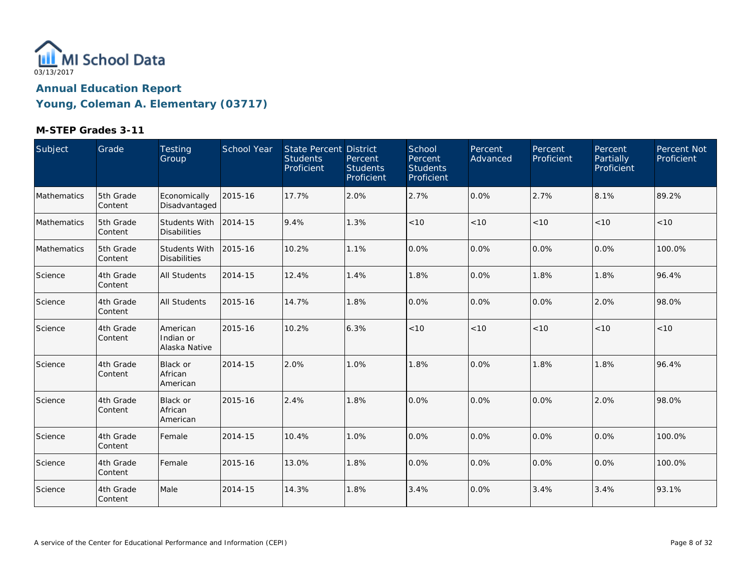03/13/2017

# Annual Education Report

## Young, Coleman A. Elementary (03717)

### M-STEP Grades 3-11

| Subject | Grade | Testing Group | School Year | State Percent Students Proficient | District Percent Students Proficient | School Percent Students Proficient | Percent Advanced | Percent Proficient | Percent Partially Proficient | Percent Not Proficient |
|---|---|---|---|---|---|---|---|---|---|---|
| Mathematics | 5th Grade Content | Economically Disadvantaged | 2015-16 | 17.7% | 2.0% | 2.7% | 0.0% | 2.7% | 8.1% | 89.2% |
| Mathematics | 5th Grade Content | Students With Disabilities | 2014-15 | 9.4% | 1.3% | <10 | <10 | <10 | <10 | <10 |
| Mathematics | 5th Grade Content | Students With Disabilities | 2015-16 | 10.2% | 1.1% | 0.0% | 0.0% | 0.0% | 0.0% | 100.0% |
| Science | 4th Grade Content | All Students | 2014-15 | 12.4% | 1.4% | 1.8% | 0.0% | 1.8% | 1.8% | 96.4% |
| Science | 4th Grade Content | All Students | 2015-16 | 14.7% | 1.8% | 0.0% | 0.0% | 0.0% | 2.0% | 98.0% |
| Science | 4th Grade Content | American Indian or Alaska Native | 2015-16 | 10.2% | 6.3% | <10 | <10 | <10 | <10 | <10 |
| Science | 4th Grade Content | Black or African American | 2014-15 | 2.0% | 1.0% | 1.8% | 0.0% | 1.8% | 1.8% | 96.4% |
| Science | 4th Grade Content | Black or African American | 2015-16 | 2.4% | 1.8% | 0.0% | 0.0% | 0.0% | 2.0% | 98.0% |
| Science | 4th Grade Content | Female | 2014-15 | 10.4% | 1.0% | 0.0% | 0.0% | 0.0% | 0.0% | 100.0% |
| Science | 4th Grade Content | Female | 2015-16 | 13.0% | 1.8% | 0.0% | 0.0% | 0.0% | 0.0% | 100.0% |
| Science | 4th Grade Content | Male | 2014-15 | 14.3% | 1.8% | 3.4% | 0.0% | 3.4% | 3.4% | 93.1% |

A service of the Center for Educational Performance and Information (CEPI)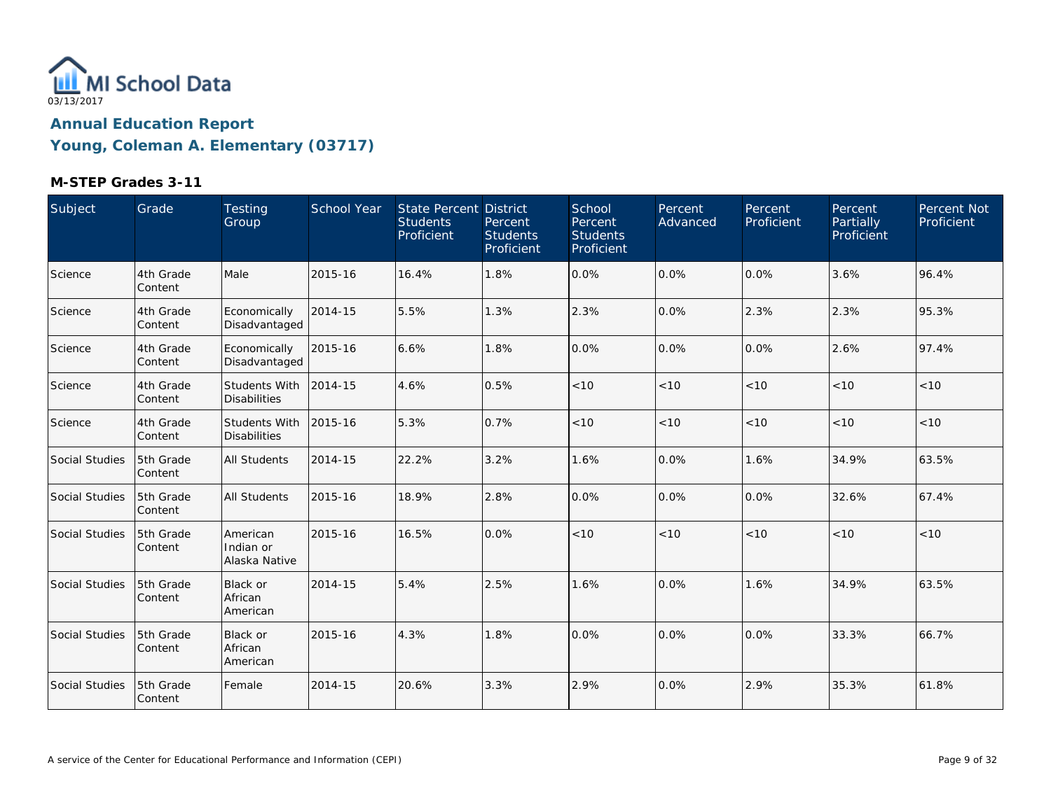MI School Data
03/13/2017

## Annual Education Report

## Young, Coleman A. Elementary (03717)

### M-STEP Grades 3-11

| Subject | Grade | Testing Group | School Year | State Percent Students Proficient | District Percent Students Proficient | School Percent Students Proficient | Percent Advanced | Percent Proficient | Percent Partially Proficient | Percent Not Proficient |
|---|---|---|---|---|---|---|---|---|---|---|
| Science | 4th Grade Content | Male | 2015-16 | 16.4% | 1.8% | 0.0% | 0.0% | 0.0% | 3.6% | 96.4% |
| Science | 4th Grade Content | Economically Disadvantaged | 2014-15 | 5.5% | 1.3% | 2.3% | 0.0% | 2.3% | 2.3% | 95.3% |
| Science | 4th Grade Content | Economically Disadvantaged | 2015-16 | 6.6% | 1.8% | 0.0% | 0.0% | 0.0% | 2.6% | 97.4% |
| Science | 4th Grade Content | Students With Disabilities | 2014-15 | 4.6% | 0.5% | <10 | <10 | <10 | <10 | <10 |
| Science | 4th Grade Content | Students With Disabilities | 2015-16 | 5.3% | 0.7% | <10 | <10 | <10 | <10 | <10 |
| Social Studies | 5th Grade Content | All Students | 2014-15 | 22.2% | 3.2% | 1.6% | 0.0% | 1.6% | 34.9% | 63.5% |
| Social Studies | 5th Grade Content | All Students | 2015-16 | 18.9% | 2.8% | 0.0% | 0.0% | 0.0% | 32.6% | 67.4% |
| Social Studies | 5th Grade Content | American Indian or Alaska Native | 2015-16 | 16.5% | 0.0% | <10 | <10 | <10 | <10 | <10 |
| Social Studies | 5th Grade Content | Black or African American | 2014-15 | 5.4% | 2.5% | 1.6% | 0.0% | 1.6% | 34.9% | 63.5% |
| Social Studies | 5th Grade Content | Black or African American | 2015-16 | 4.3% | 1.8% | 0.0% | 0.0% | 0.0% | 33.3% | 66.7% |
| Social Studies | 5th Grade Content | Female | 2014-15 | 20.6% | 3.3% | 2.9% | 0.0% | 2.9% | 35.3% | 61.8% |

A service of the Center for Educational Performance and Information (CEPI)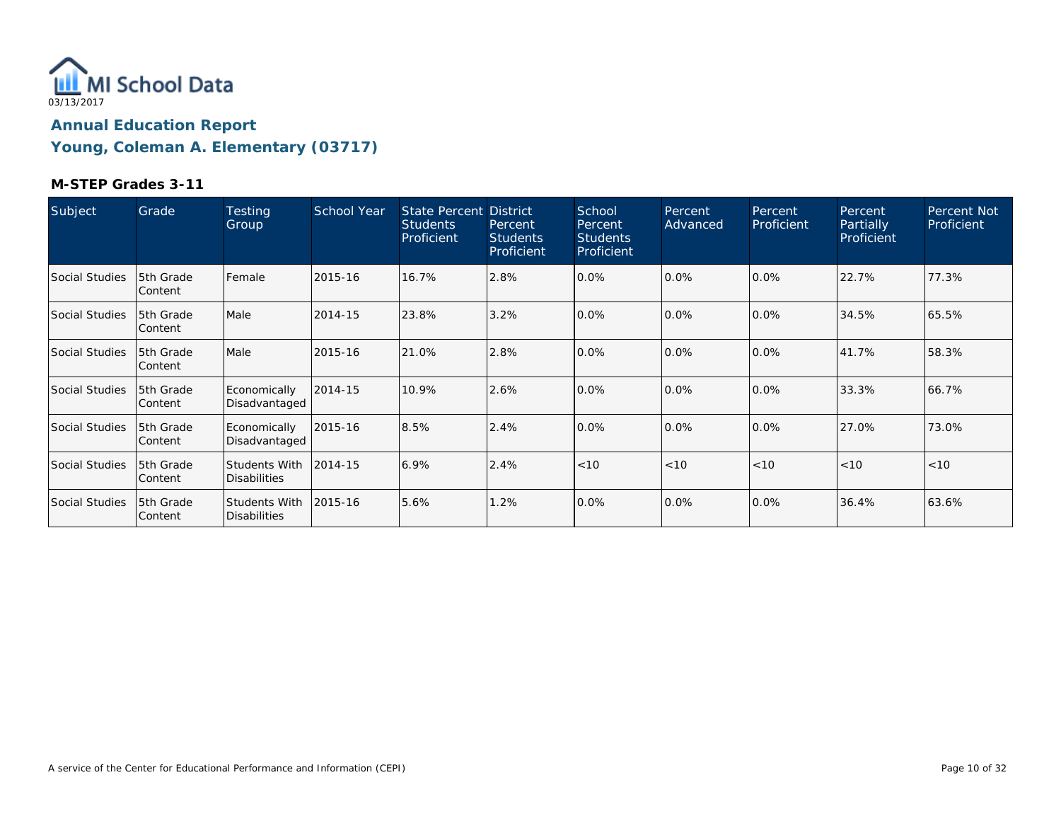MI School Data

03/13/2017

## Annual Education Report

## Young, Coleman A. Elementary (03717)

### M-STEP Grades 3-11

| Subject | Grade | Testing Group | School Year | State Percent Students Proficient | District Percent Students Proficient | School Percent Students Proficient | Percent Advanced | Percent Proficient | Percent Partially Proficient | Percent Not Proficient |
|---|---|---|---|---|---|---|---|---|---|---|
| Social Studies | 5th Grade Content | Female | 2015-16 | 16.7% | 2.8% | 0.0% | 0.0% | 0.0% | 22.7% | 77.3% |
| Social Studies | 5th Grade Content | Male | 2014-15 | 23.8% | 3.2% | 0.0% | 0.0% | 0.0% | 34.5% | 65.5% |
| Social Studies | 5th Grade Content | Male | 2015-16 | 21.0% | 2.8% | 0.0% | 0.0% | 0.0% | 41.7% | 58.3% |
| Social Studies | 5th Grade Content | Economically Disadvantaged | 2014-15 | 10.9% | 2.6% | 0.0% | 0.0% | 0.0% | 33.3% | 66.7% |
| Social Studies | 5th Grade Content | Economically Disadvantaged | 2015-16 | 8.5% | 2.4% | 0.0% | 0.0% | 0.0% | 27.0% | 73.0% |
| Social Studies | 5th Grade Content | Students With Disabilities | 2014-15 | 6.9% | 2.4% | <10 | <10 | <10 | <10 | <10 |
| Social Studies | 5th Grade Content | Students With Disabilities | 2015-16 | 5.6% | 1.2% | 0.0% | 0.0% | 0.0% | 36.4% | 63.6% |

A service of the Center for Educational Performance and Information (CEPI)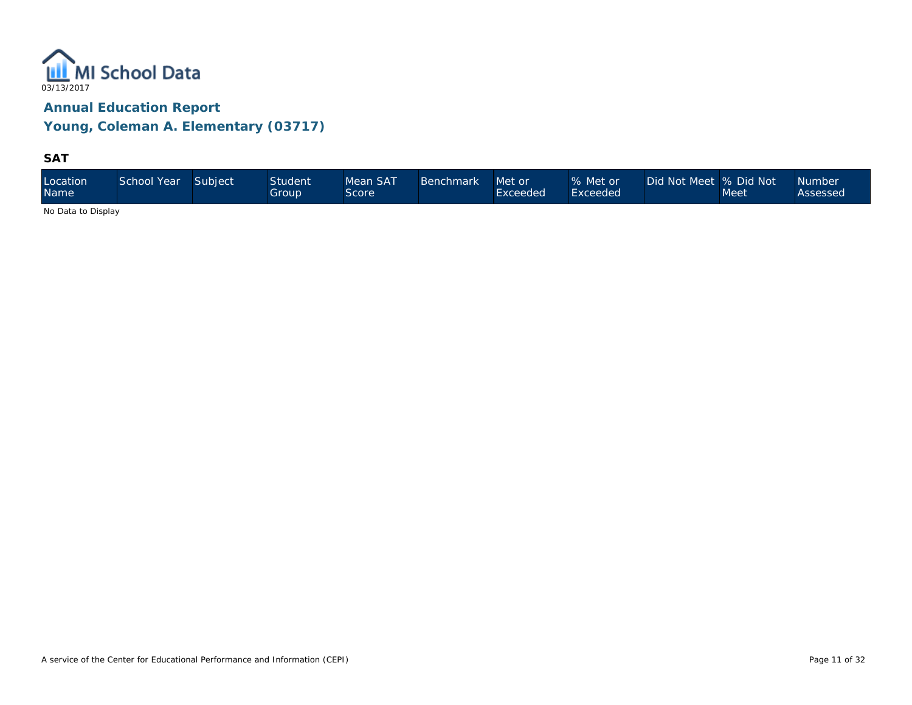MI School Data
03/13/2017

# Annual Education Report

## Young, Coleman A. Elementary (03717)

### SAT

| Location Name | School Year | Subject | Student Group | Mean SAT Score | Benchmark | Met or Exceeded | % Met or Exceeded | Did Not Meet | % Did Not Meet | Number Assessed |
|---|---|---|---|---|---|---|---|---|---|---|

No Data to Display

A service of the Center for Educational Performance and Information (CEPI)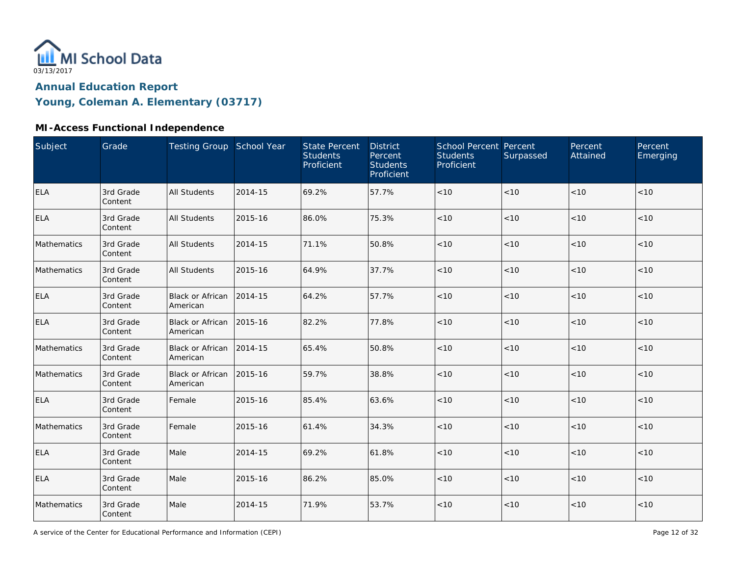# Annual Education Report

## Young, Coleman A. Elementary (03717)

### MI-Access Functional Independence

| Subject | Grade | Testing Group | School Year | State Percent Students Proficient | District Percent Students Proficient | School Percent Students Proficient | Percent Surpassed | Percent Attained | Percent Emerging |
|---|---|---|---|---|---|---|---|---|---|
| ELA | 3rd Grade Content | All Students | 2014-15 | 69.2% | 57.7% | <10 | <10 | <10 | <10 |
| ELA | 3rd Grade Content | All Students | 2015-16 | 86.0% | 75.3% | <10 | <10 | <10 | <10 |
| Mathematics | 3rd Grade Content | All Students | 2014-15 | 71.1% | 50.8% | <10 | <10 | <10 | <10 |
| Mathematics | 3rd Grade Content | All Students | 2015-16 | 64.9% | 37.7% | <10 | <10 | <10 | <10 |
| ELA | 3rd Grade Content | Black or African American | 2014-15 | 64.2% | 57.7% | <10 | <10 | <10 | <10 |
| ELA | 3rd Grade Content | Black or African American | 2015-16 | 82.2% | 77.8% | <10 | <10 | <10 | <10 |
| Mathematics | 3rd Grade Content | Black or African American | 2014-15 | 65.4% | 50.8% | <10 | <10 | <10 | <10 |
| Mathematics | 3rd Grade Content | Black or African American | 2015-16 | 59.7% | 38.8% | <10 | <10 | <10 | <10 |
| ELA | 3rd Grade Content | Female | 2015-16 | 85.4% | 63.6% | <10 | <10 | <10 | <10 |
| Mathematics | 3rd Grade Content | Female | 2015-16 | 61.4% | 34.3% | <10 | <10 | <10 | <10 |
| ELA | 3rd Grade Content | Male | 2014-15 | 69.2% | 61.8% | <10 | <10 | <10 | <10 |
| ELA | 3rd Grade Content | Male | 2015-16 | 86.2% | 85.0% | <10 | <10 | <10 | <10 |
| Mathematics | 3rd Grade Content | Male | 2014-15 | 71.9% | 53.7% | <10 | <10 | <10 | <10 |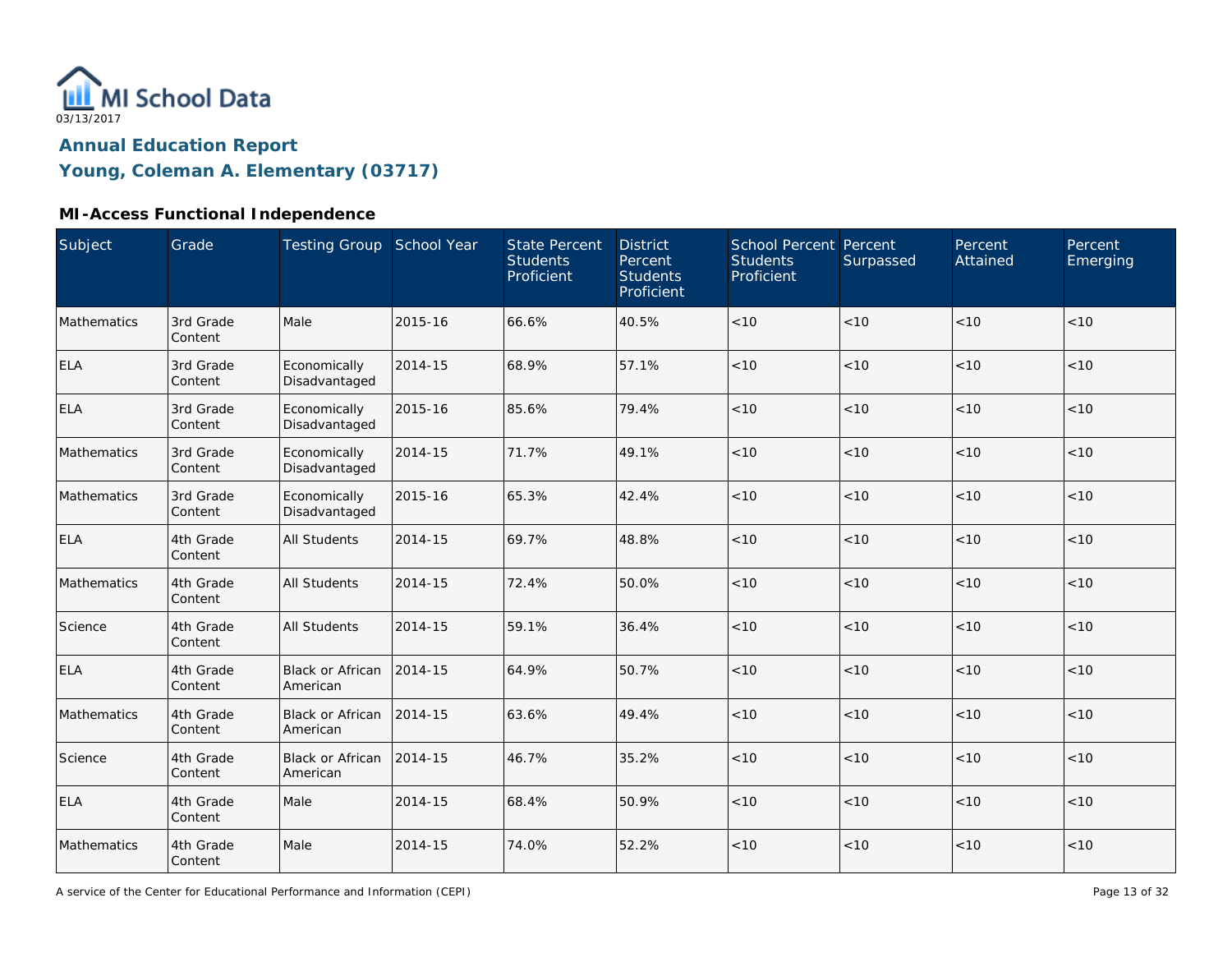03/13/2017

# Annual Education Report

## Young, Coleman A. Elementary (03717)

### MI-Access Functional Independence

| Subject | Grade | Testing Group | School Year | State Percent Students Proficient | District Percent Students Proficient | School Percent Students Proficient | Percent Surpassed | Percent Attained | Percent Emerging |
|---|---|---|---|---|---|---|---|---|---|
| Mathematics | 3rd Grade Content | Male | 2015-16 | 66.6% | 40.5% | <10 | <10 | <10 | <10 |
| ELA | 3rd Grade Content | Economically Disadvantaged | 2014-15 | 68.9% | 57.1% | <10 | <10 | <10 | <10 |
| ELA | 3rd Grade Content | Economically Disadvantaged | 2015-16 | 85.6% | 79.4% | <10 | <10 | <10 | <10 |
| Mathematics | 3rd Grade Content | Economically Disadvantaged | 2014-15 | 71.7% | 49.1% | <10 | <10 | <10 | <10 |
| Mathematics | 3rd Grade Content | Economically Disadvantaged | 2015-16 | 65.3% | 42.4% | <10 | <10 | <10 | <10 |
| ELA | 4th Grade Content | All Students | 2014-15 | 69.7% | 48.8% | <10 | <10 | <10 | <10 |
| Mathematics | 4th Grade Content | All Students | 2014-15 | 72.4% | 50.0% | <10 | <10 | <10 | <10 |
| Science | 4th Grade Content | All Students | 2014-15 | 59.1% | 36.4% | <10 | <10 | <10 | <10 |
| ELA | 4th Grade Content | Black or African American | 2014-15 | 64.9% | 50.7% | <10 | <10 | <10 | <10 |
| Mathematics | 4th Grade Content | Black or African American | 2014-15 | 63.6% | 49.4% | <10 | <10 | <10 | <10 |
| Science | 4th Grade Content | Black or African American | 2014-15 | 46.7% | 35.2% | <10 | <10 | <10 | <10 |
| ELA | 4th Grade Content | Male | 2014-15 | 68.4% | 50.9% | <10 | <10 | <10 | <10 |
| Mathematics | 4th Grade Content | Male | 2014-15 | 74.0% | 52.2% | <10 | <10 | <10 | <10 |

A service of the Center for Educational Performance and Information (CEPI)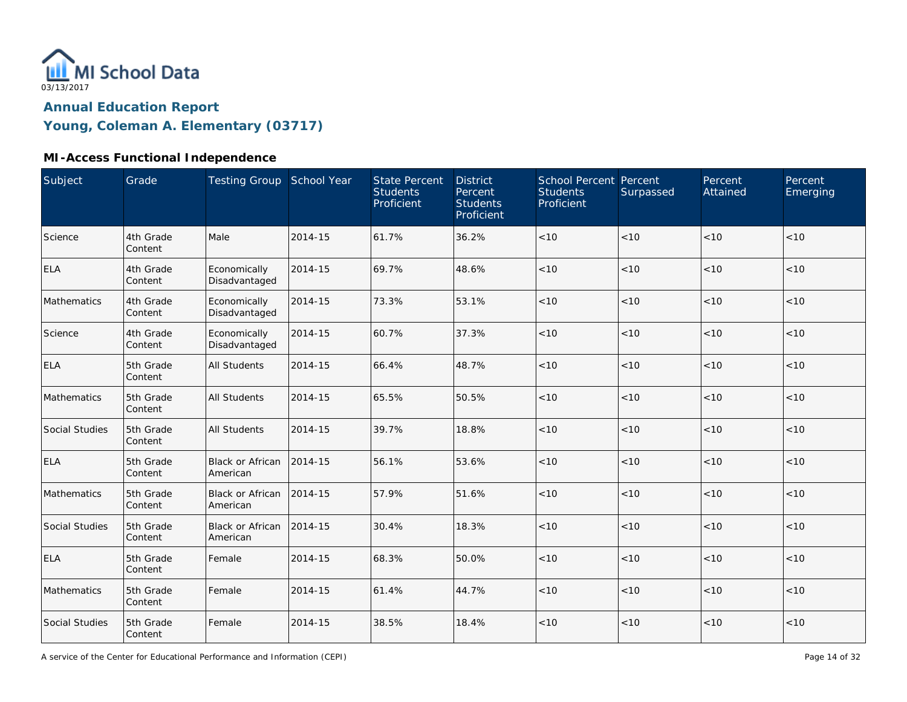MI School Data

03/13/2017

## Annual Education Report

## Young, Coleman A. Elementary (03717)

### MI-Access Functional Independence

| Subject | Grade | Testing Group | School Year | State Percent Students Proficient | District Percent Students Proficient | School Percent Students Proficient | Percent Surpassed | Percent Attained | Percent Emerging |
|---|---|---|---|---|---|---|---|---|---|
| Science | 4th Grade Content | Male | 2014-15 | 61.7% | 36.2% | <10 | <10 | <10 | <10 |
| ELA | 4th Grade Content | Economically Disadvantaged | 2014-15 | 69.7% | 48.6% | <10 | <10 | <10 | <10 |
| Mathematics | 4th Grade Content | Economically Disadvantaged | 2014-15 | 73.3% | 53.1% | <10 | <10 | <10 | <10 |
| Science | 4th Grade Content | Economically Disadvantaged | 2014-15 | 60.7% | 37.3% | <10 | <10 | <10 | <10 |
| ELA | 5th Grade Content | All Students | 2014-15 | 66.4% | 48.7% | <10 | <10 | <10 | <10 |
| Mathematics | 5th Grade Content | All Students | 2014-15 | 65.5% | 50.5% | <10 | <10 | <10 | <10 |
| Social Studies | 5th Grade Content | All Students | 2014-15 | 39.7% | 18.8% | <10 | <10 | <10 | <10 |
| ELA | 5th Grade Content | Black or African American | 2014-15 | 56.1% | 53.6% | <10 | <10 | <10 | <10 |
| Mathematics | 5th Grade Content | Black or African American | 2014-15 | 57.9% | 51.6% | <10 | <10 | <10 | <10 |
| Social Studies | 5th Grade Content | Black or African American | 2014-15 | 30.4% | 18.3% | <10 | <10 | <10 | <10 |
| ELA | 5th Grade Content | Female | 2014-15 | 68.3% | 50.0% | <10 | <10 | <10 | <10 |
| Mathematics | 5th Grade Content | Female | 2014-15 | 61.4% | 44.7% | <10 | <10 | <10 | <10 |
| Social Studies | 5th Grade Content | Female | 2014-15 | 38.5% | 18.4% | <10 | <10 | <10 | <10 |

A service of the Center for Educational Performance and Information (CEPI)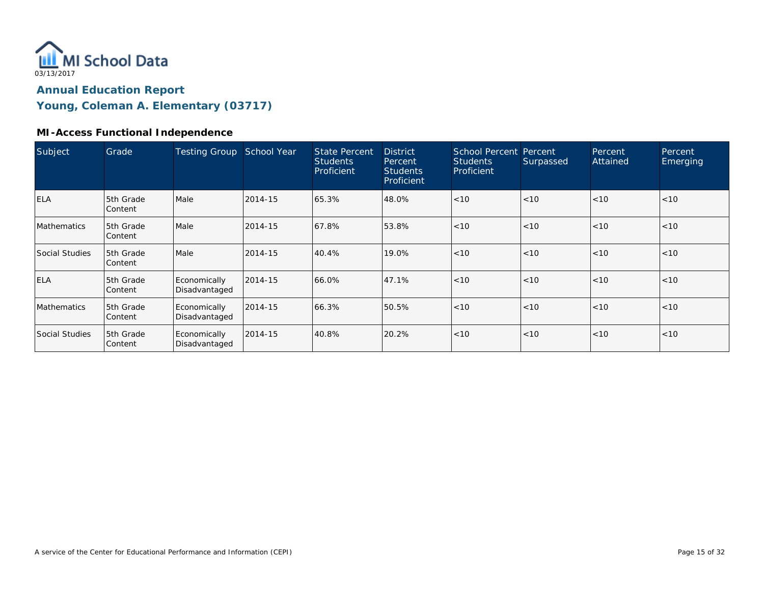MI School Data

03/13/2017

## Annual Education Report

## Young, Coleman A. Elementary (03717)

### MI-Access Functional Independence

| Subject | Grade | Testing Group | School Year | State Percent Students Proficient | District Percent Students Proficient | School Percent Students Proficient | Percent Surpassed | Percent Attained | Percent Emerging |
|---|---|---|---|---|---|---|---|---|---|
| ELA | 5th Grade Content | Male | 2014-15 | 65.3% | 48.0% | <10 | <10 | <10 | <10 |
| Mathematics | 5th Grade Content | Male | 2014-15 | 67.8% | 53.8% | <10 | <10 | <10 | <10 |
| Social Studies | 5th Grade Content | Male | 2014-15 | 40.4% | 19.0% | <10 | <10 | <10 | <10 |
| ELA | 5th Grade Content | Economically Disadvantaged | 2014-15 | 66.0% | 47.1% | <10 | <10 | <10 | <10 |
| Mathematics | 5th Grade Content | Economically Disadvantaged | 2014-15 | 66.3% | 50.5% | <10 | <10 | <10 | <10 |
| Social Studies | 5th Grade Content | Economically Disadvantaged | 2014-15 | 40.8% | 20.2% | <10 | <10 | <10 | <10 |

A service of the Center for Educational Performance and Information (CEPI)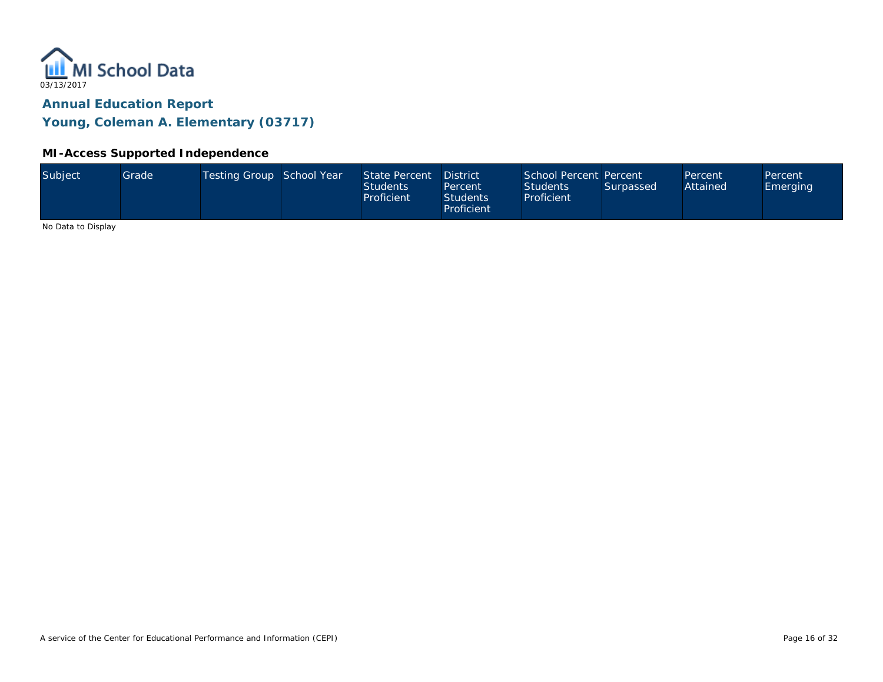MI School Data

03/13/2017

## Annual Education Report

## Young, Coleman A. Elementary (03717)

### MI-Access Supported Independence

| Subject | Grade | Testing Group | School Year | State Percent Students Proficient | District Percent Students Proficient | School Percent Students Proficient | Percent Surpassed | Percent Attained | Percent Emerging |
|---|---|---|---|---|---|---|---|---|---|

No Data to Display

A service of the Center for Educational Performance and Information (CEPI)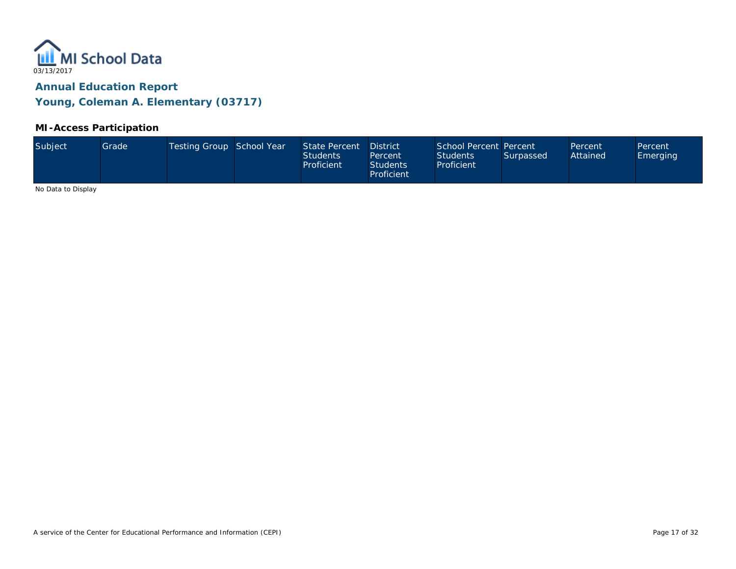MI School Data

03/13/2017

## Annual Education Report

## Young, Coleman A. Elementary (03717)

### MI-Access Participation

| Subject | Grade | Testing Group | School Year | State Percent Students Proficient | District Percent Students Proficient | School Percent Students Proficient | Percent Surpassed | Percent Attained | Percent Emerging |
|---|---|---|---|---|---|---|---|---|---|

No Data to Display

A service of the Center for Educational Performance and Information (CEPI)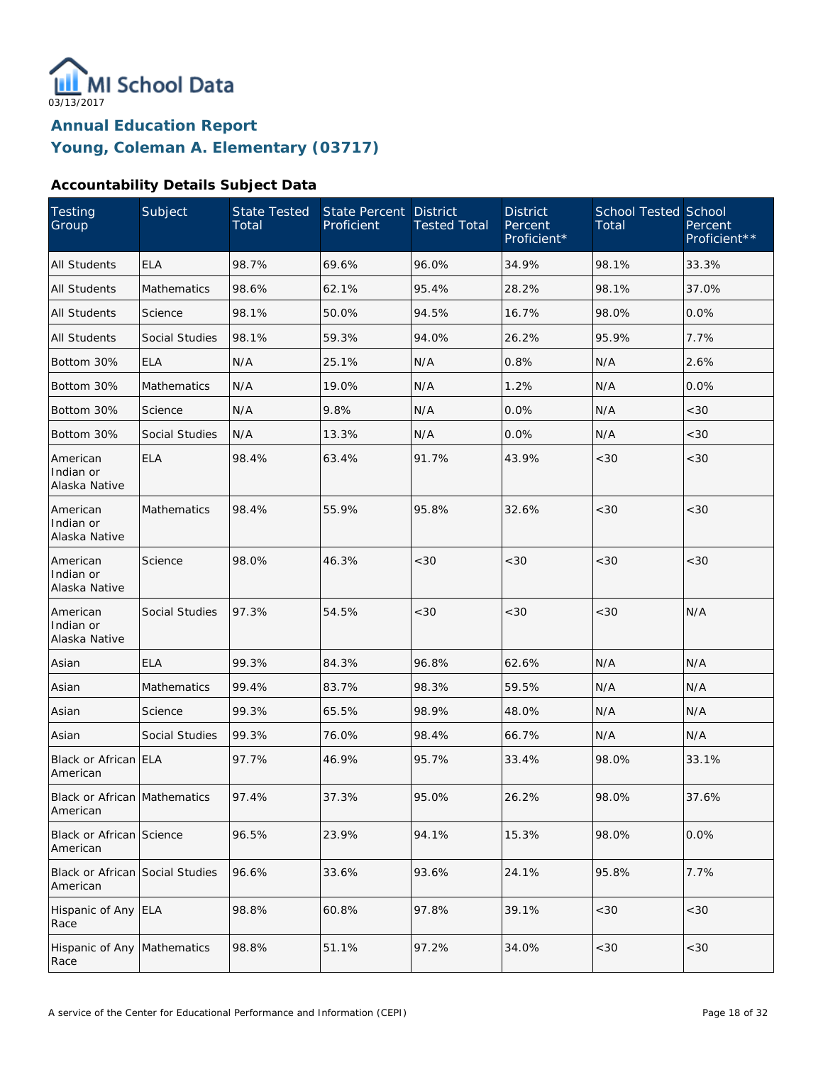MI School Data

03/13/2017

# Annual Education Report

# Young, Coleman A. Elementary (03717)

### Accountability Details Subject Data

| Testing Group | Subject | State Tested Total | State Percent Proficient | District Tested Total | District Percent Proficient* | School Tested Total | School Percent Proficient** |
|---|---|---|---|---|---|---|---|
| All Students | ELA | 98.7% | 69.6% | 96.0% | 34.9% | 98.1% | 33.3% |
| All Students | Mathematics | 98.6% | 62.1% | 95.4% | 28.2% | 98.1% | 37.0% |
| All Students | Science | 98.1% | 50.0% | 94.5% | 16.7% | 98.0% | 0.0% |
| All Students | Social Studies | 98.1% | 59.3% | 94.0% | 26.2% | 95.9% | 7.7% |
| Bottom 30% | ELA | N/A | 25.1% | N/A | 0.8% | N/A | 2.6% |
| Bottom 30% | Mathematics | N/A | 19.0% | N/A | 1.2% | N/A | 0.0% |
| Bottom 30% | Science | N/A | 9.8% | N/A | 0.0% | N/A | <30 |
| Bottom 30% | Social Studies | N/A | 13.3% | N/A | 0.0% | N/A | <30 |
| American Indian or Alaska Native | ELA | 98.4% | 63.4% | 91.7% | 43.9% | <30 | <30 |
| American Indian or Alaska Native | Mathematics | 98.4% | 55.9% | 95.8% | 32.6% | <30 | <30 |
| American Indian or Alaska Native | Science | 98.0% | 46.3% | <30 | <30 | <30 | <30 |
| American Indian or Alaska Native | Social Studies | 97.3% | 54.5% | <30 | <30 | <30 | N/A |
| Asian | ELA | 99.3% | 84.3% | 96.8% | 62.6% | N/A | N/A |
| Asian | Mathematics | 99.4% | 83.7% | 98.3% | 59.5% | N/A | N/A |
| Asian | Science | 99.3% | 65.5% | 98.9% | 48.0% | N/A | N/A |
| Asian | Social Studies | 99.3% | 76.0% | 98.4% | 66.7% | N/A | N/A |
| Black or African American | ELA | 97.7% | 46.9% | 95.7% | 33.4% | 98.0% | 33.1% |
| Black or African American | Mathematics | 97.4% | 37.3% | 95.0% | 26.2% | 98.0% | 37.6% |
| Black or African American | Science | 96.5% | 23.9% | 94.1% | 15.3% | 98.0% | 0.0% |
| Black or African American | Social Studies | 96.6% | 33.6% | 93.6% | 24.1% | 95.8% | 7.7% |
| Hispanic of Any Race | ELA | 98.8% | 60.8% | 97.8% | 39.1% | <30 | <30 |
| Hispanic of Any Race | Mathematics | 98.8% | 51.1% | 97.2% | 34.0% | <30 | <30 |

A service of the Center for Educational Performance and Information (CEPI)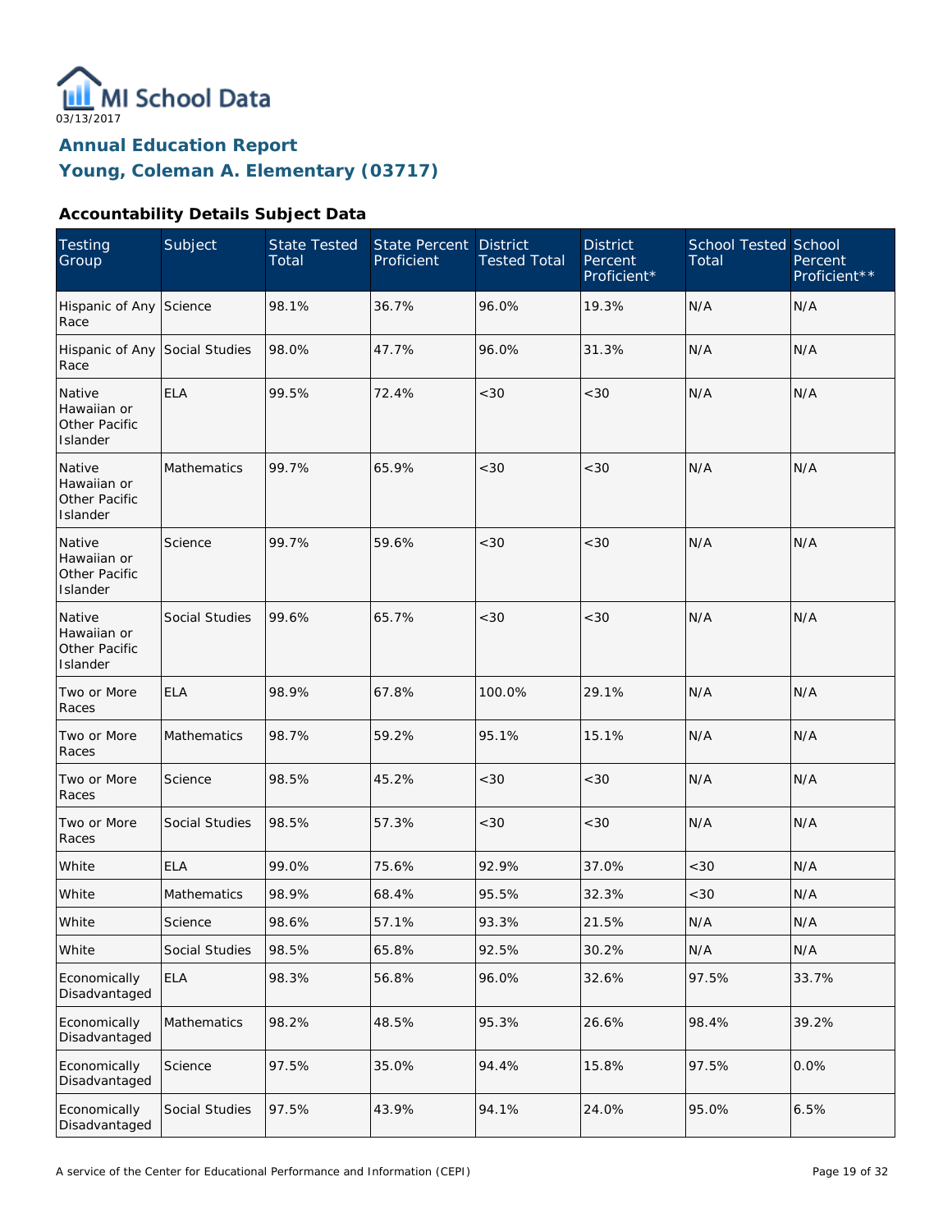MI School Data

03/13/2017

## Annual Education Report

## Young, Coleman A. Elementary (03717)

### Accountability Details Subject Data

| Testing Group | Subject | State Tested Total | State Percent Proficient | District Tested Total | District Percent Proficient* | School Tested Total | School Percent Proficient** |
|---|---|---|---|---|---|---|---|
| Hispanic of Any Race | Science | 98.1% | 36.7% | 96.0% | 19.3% | N/A | N/A |
| Hispanic of Any Race | Social Studies | 98.0% | 47.7% | 96.0% | 31.3% | N/A | N/A |
| Native Hawaiian or Other Pacific Islander | ELA | 99.5% | 72.4% | <30 | <30 | N/A | N/A |
| Native Hawaiian or Other Pacific Islander | Mathematics | 99.7% | 65.9% | <30 | <30 | N/A | N/A |
| Native Hawaiian or Other Pacific Islander | Science | 99.7% | 59.6% | <30 | <30 | N/A | N/A |
| Native Hawaiian or Other Pacific Islander | Social Studies | 99.6% | 65.7% | <30 | <30 | N/A | N/A |
| Two or More Races | ELA | 98.9% | 67.8% | 100.0% | 29.1% | N/A | N/A |
| Two or More Races | Mathematics | 98.7% | 59.2% | 95.1% | 15.1% | N/A | N/A |
| Two or More Races | Science | 98.5% | 45.2% | <30 | <30 | N/A | N/A |
| Two or More Races | Social Studies | 98.5% | 57.3% | <30 | <30 | N/A | N/A |
| White | ELA | 99.0% | 75.6% | 92.9% | 37.0% | <30 | N/A |
| White | Mathematics | 98.9% | 68.4% | 95.5% | 32.3% | <30 | N/A |
| White | Science | 98.6% | 57.1% | 93.3% | 21.5% | N/A | N/A |
| White | Social Studies | 98.5% | 65.8% | 92.5% | 30.2% | N/A | N/A |
| Economically Disadvantaged | ELA | 98.3% | 56.8% | 96.0% | 32.6% | 97.5% | 33.7% |
| Economically Disadvantaged | Mathematics | 98.2% | 48.5% | 95.3% | 26.6% | 98.4% | 39.2% |
| Economically Disadvantaged | Science | 97.5% | 35.0% | 94.4% | 15.8% | 97.5% | 0.0% |
| Economically Disadvantaged | Social Studies | 97.5% | 43.9% | 94.1% | 24.0% | 95.0% | 6.5% |

A service of the Center for Educational Performance and Information (CEPI)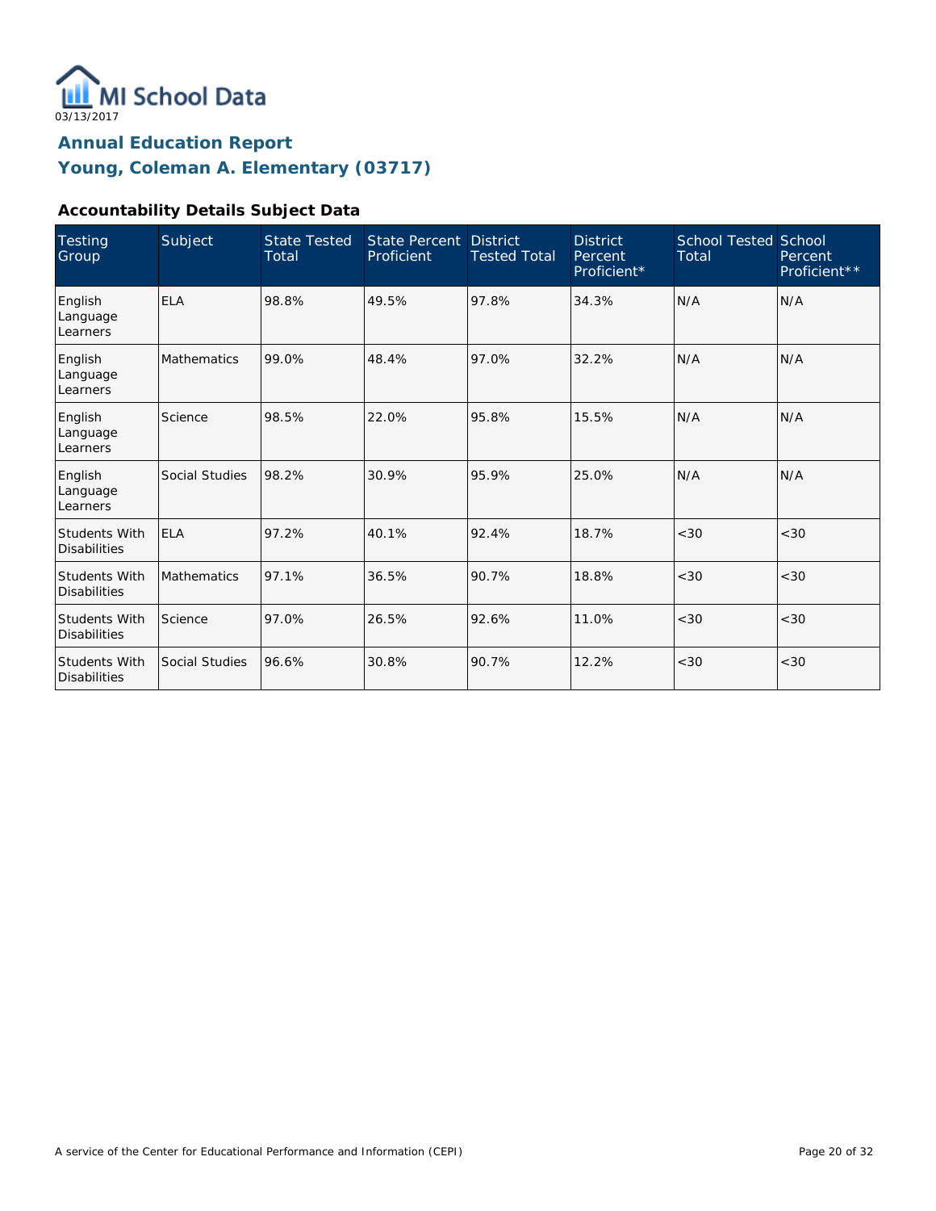MI School Data

03/13/2017

## Annual Education Report
## Young, Coleman A. Elementary (03717)

### Accountability Details Subject Data

| Testing Group | Subject | State Tested Total | State Percent Proficient | District Tested Total | District Percent Proficient* | School Tested Total | School Percent Proficient** |
|---|---|---|---|---|---|---|---|
| English Language Learners | ELA | 98.8% | 49.5% | 97.8% | 34.3% | N/A | N/A |
| English Language Learners | Mathematics | 99.0% | 48.4% | 97.0% | 32.2% | N/A | N/A |
| English Language Learners | Science | 98.5% | 22.0% | 95.8% | 15.5% | N/A | N/A |
| English Language Learners | Social Studies | 98.2% | 30.9% | 95.9% | 25.0% | N/A | N/A |
| Students With Disabilities | ELA | 97.2% | 40.1% | 92.4% | 18.7% | <30 | <30 |
| Students With Disabilities | Mathematics | 97.1% | 36.5% | 90.7% | 18.8% | <30 | <30 |
| Students With Disabilities | Science | 97.0% | 26.5% | 92.6% | 11.0% | <30 | <30 |
| Students With Disabilities | Social Studies | 96.6% | 30.8% | 90.7% | 12.2% | <30 | <30 |

A service of the Center for Educational Performance and Information (CEPI)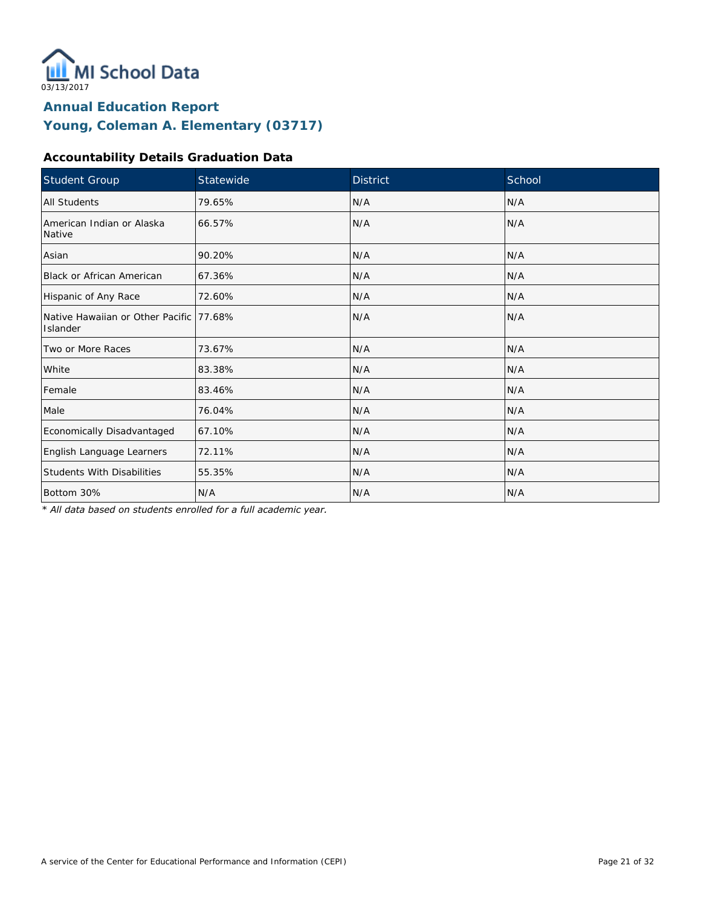MI School Data
03/13/2017

# Annual Education Report
## Young, Coleman A. Elementary (03717)

### Accountability Details Graduation Data

| Student Group | Statewide | District | School |
| --- | --- | --- | --- |
| All Students | 79.65% | N/A | N/A |
| American Indian or Alaska Native | 66.57% | N/A | N/A |
| Asian | 90.20% | N/A | N/A |
| Black or African American | 67.36% | N/A | N/A |
| Hispanic of Any Race | 72.60% | N/A | N/A |
| Native Hawaiian or Other Pacific Islander | 77.68% | N/A | N/A |
| Two or More Races | 73.67% | N/A | N/A |
| White | 83.38% | N/A | N/A |
| Female | 83.46% | N/A | N/A |
| Male | 76.04% | N/A | N/A |
| Economically Disadvantaged | 67.10% | N/A | N/A |
| English Language Learners | 72.11% | N/A | N/A |
| Students With Disabilities | 55.35% | N/A | N/A |
| Bottom 30% | N/A | N/A | N/A |

*\* All data based on students enrolled for a full academic year.*

A service of the Center for Educational Performance and Information (CEPI)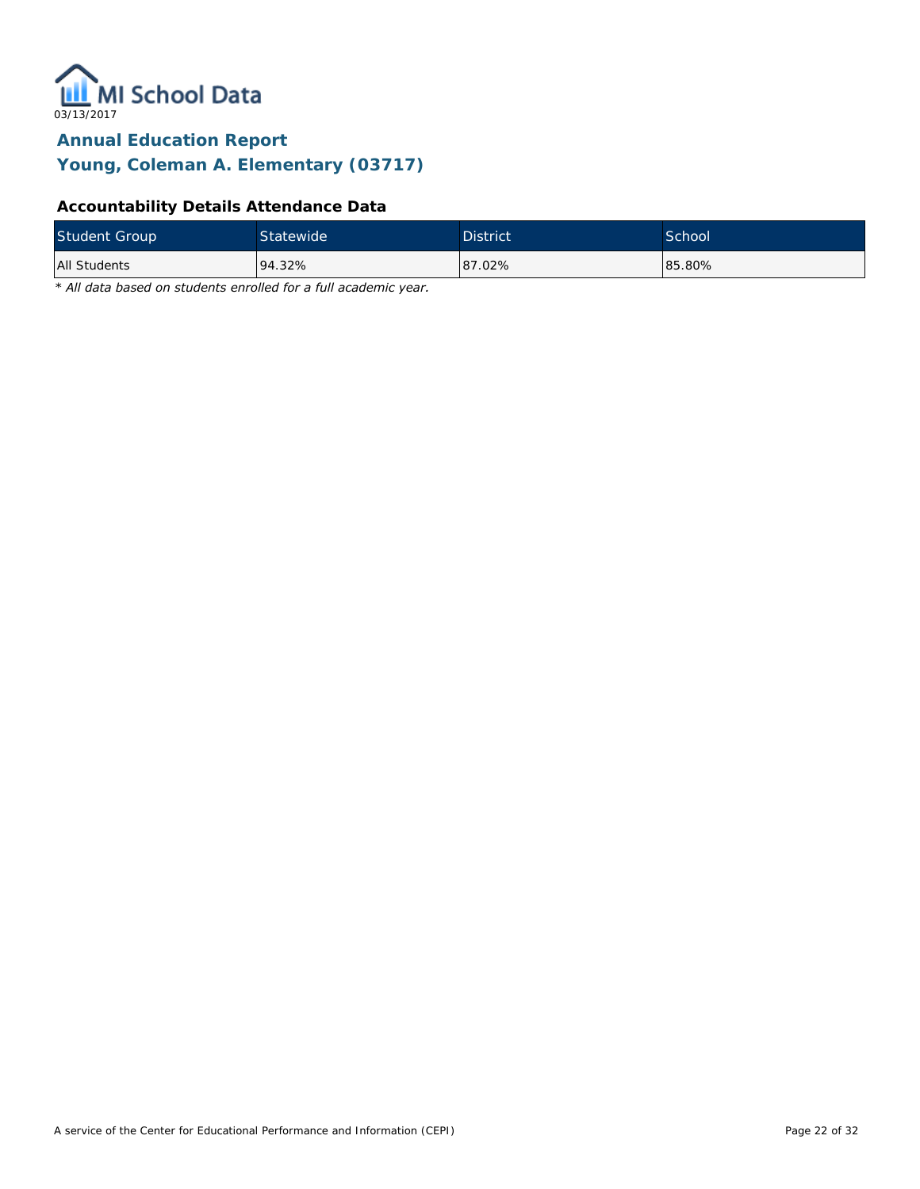MI School Data

03/13/2017

## Annual Education Report
## Young, Coleman A. Elementary (03717)

### Accountability Details Attendance Data

| Student Group | Statewide | District | School |
|---|---|---|---|
| All Students | 94.32% | 87.02% | 85.80% |

*\* All data based on students enrolled for a full academic year.*

A service of the Center for Educational Performance and Information (CEPI)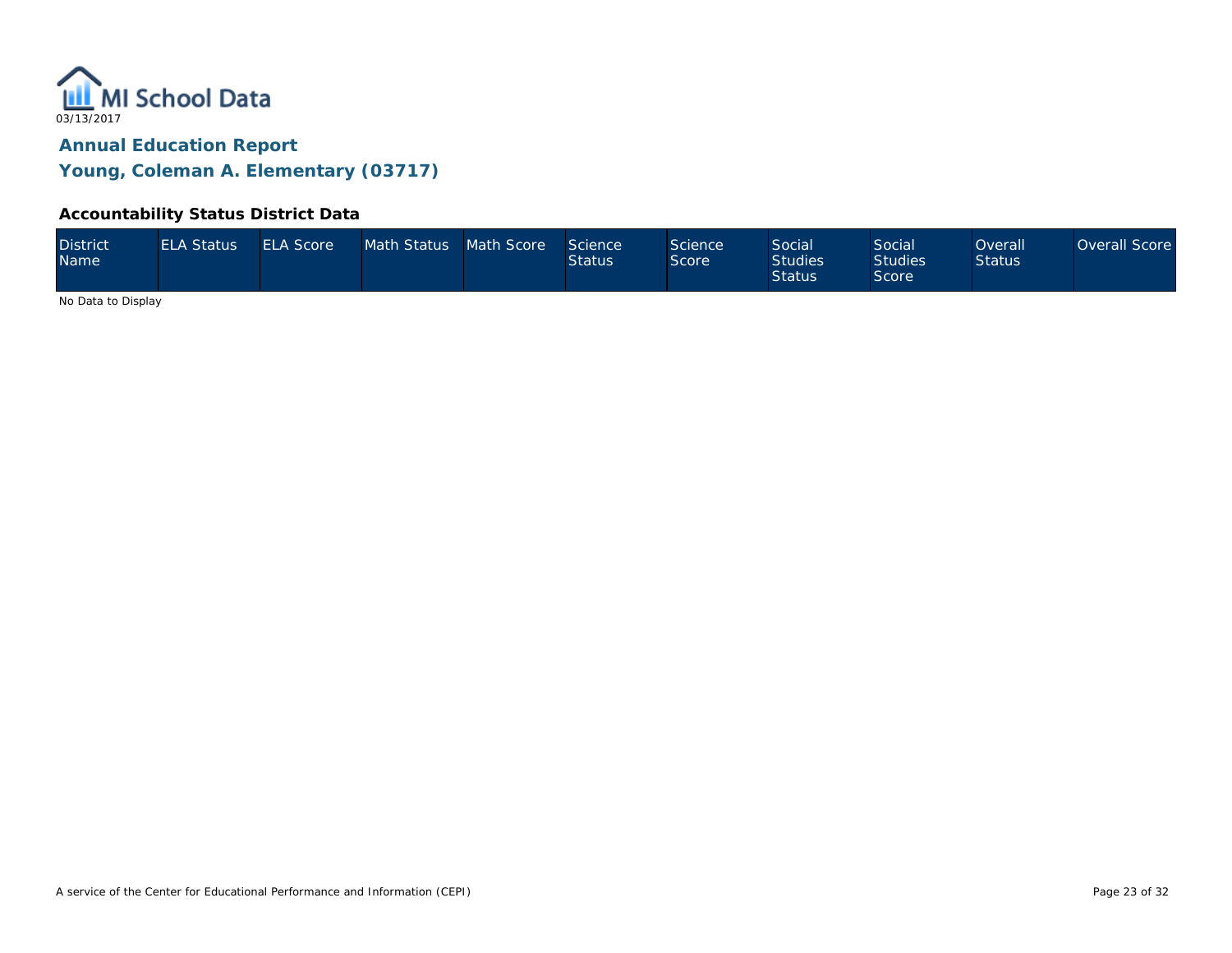MI School Data

03/13/2017

## Annual Education Report

## Young, Coleman A. Elementary (03717)

### Accountability Status District Data

| District Name | ELA Status | ELA Score | Math Status | Math Score | Science Status | Science Score | Social Studies Status | Social Studies Score | Overall Status | Overall Score |
|---|---|---|---|---|---|---|---|---|---|---|

No Data to Display

A service of the Center for Educational Performance and Information (CEPI)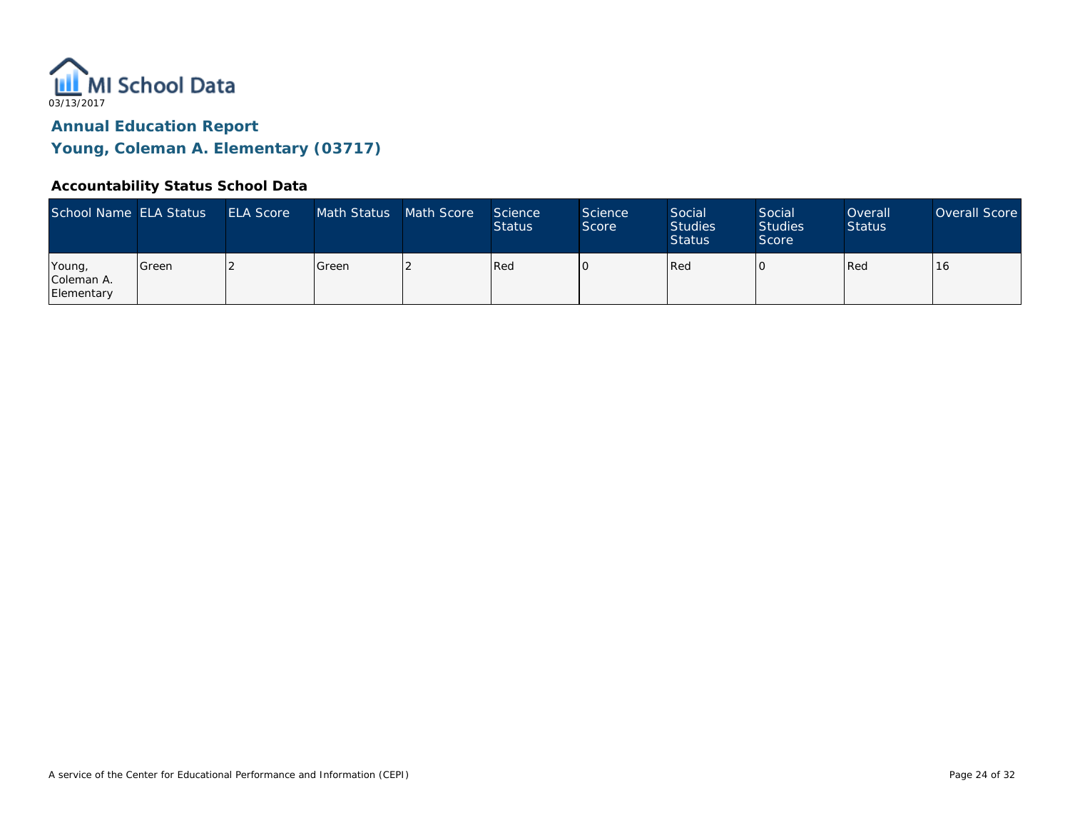MI School Data
03/13/2017

## Annual Education Report

## Young, Coleman A. Elementary (03717)

### Accountability Status School Data

| School Name | ELA Status | ELA Score | Math Status | Math Score | Science Status | Science Score | Social Studies Status | Social Studies Score | Overall Status | Overall Score |
|---|---|---|---|---|---|---|---|---|---|---|
| Young, Coleman A. Elementary | Green | 2 | Green | 2 | Red | 0 | Red | 0 | Red | 16 |

A service of the Center for Educational Performance and Information (CEPI)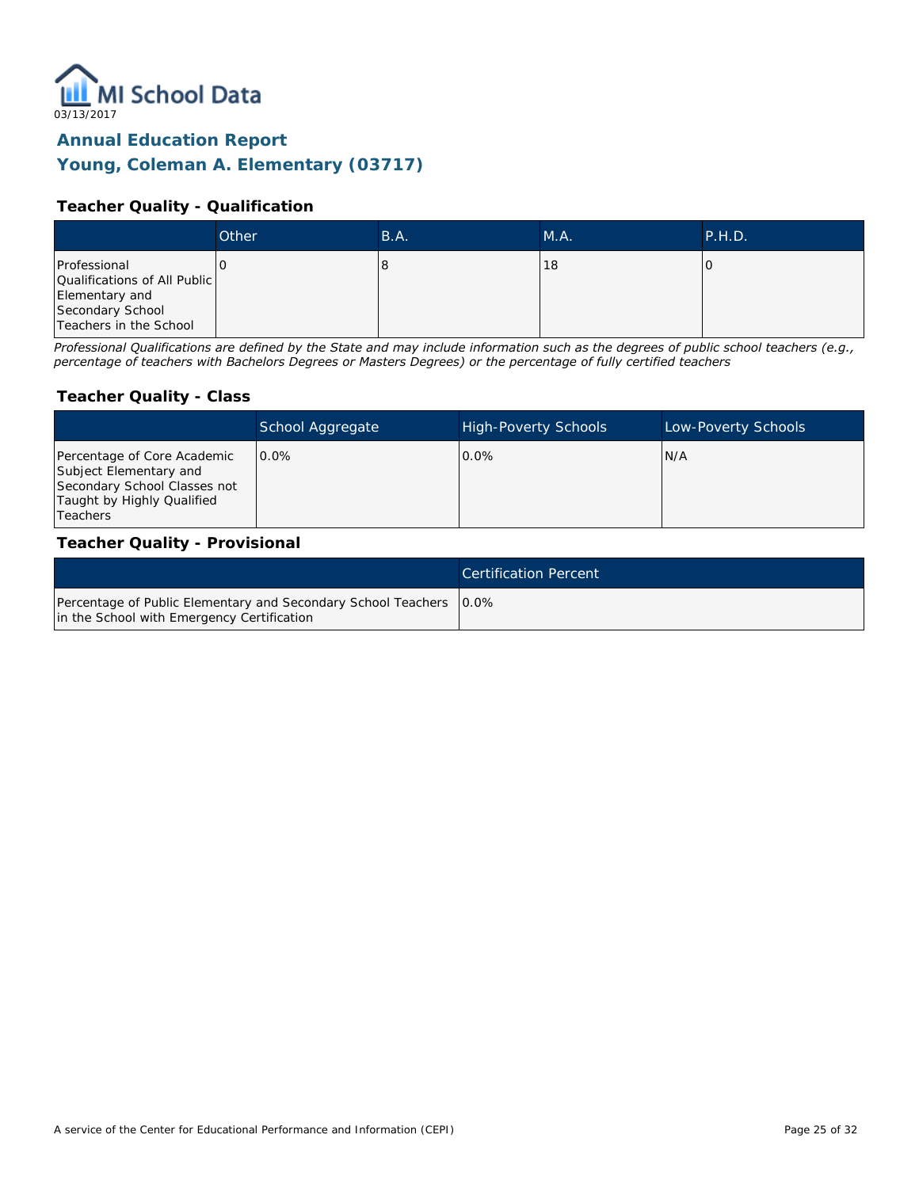MI School Data

03/13/2017

## Annual Education Report

## Young, Coleman A. Elementary (03717)

### Teacher Quality - Qualification

| | Other | B.A. | M.A. | P.H.D. |
|---|---|---|---|---|
| Professional Qualifications of All Public Elementary and Secondary School Teachers in the School | 0 | 8 | 18 | 0 |

*Professional Qualifications are defined by the State and may include information such as the degrees of public school teachers (e.g., percentage of teachers with Bachelors Degrees or Masters Degrees) or the percentage of fully certified teachers*

### Teacher Quality - Class

| | School Aggregate | High-Poverty Schools | Low-Poverty Schools |
|---|---|---|---|
| Percentage of Core Academic Subject Elementary and Secondary School Classes not Taught by Highly Qualified Teachers | 0.0% | 0.0% | N/A |

### Teacher Quality - Provisional

| | Certification Percent |
|---|---|
| Percentage of Public Elementary and Secondary School Teachers in the School with Emergency Certification | 0.0% |

A service of the Center for Educational Performance and Information (CEPI)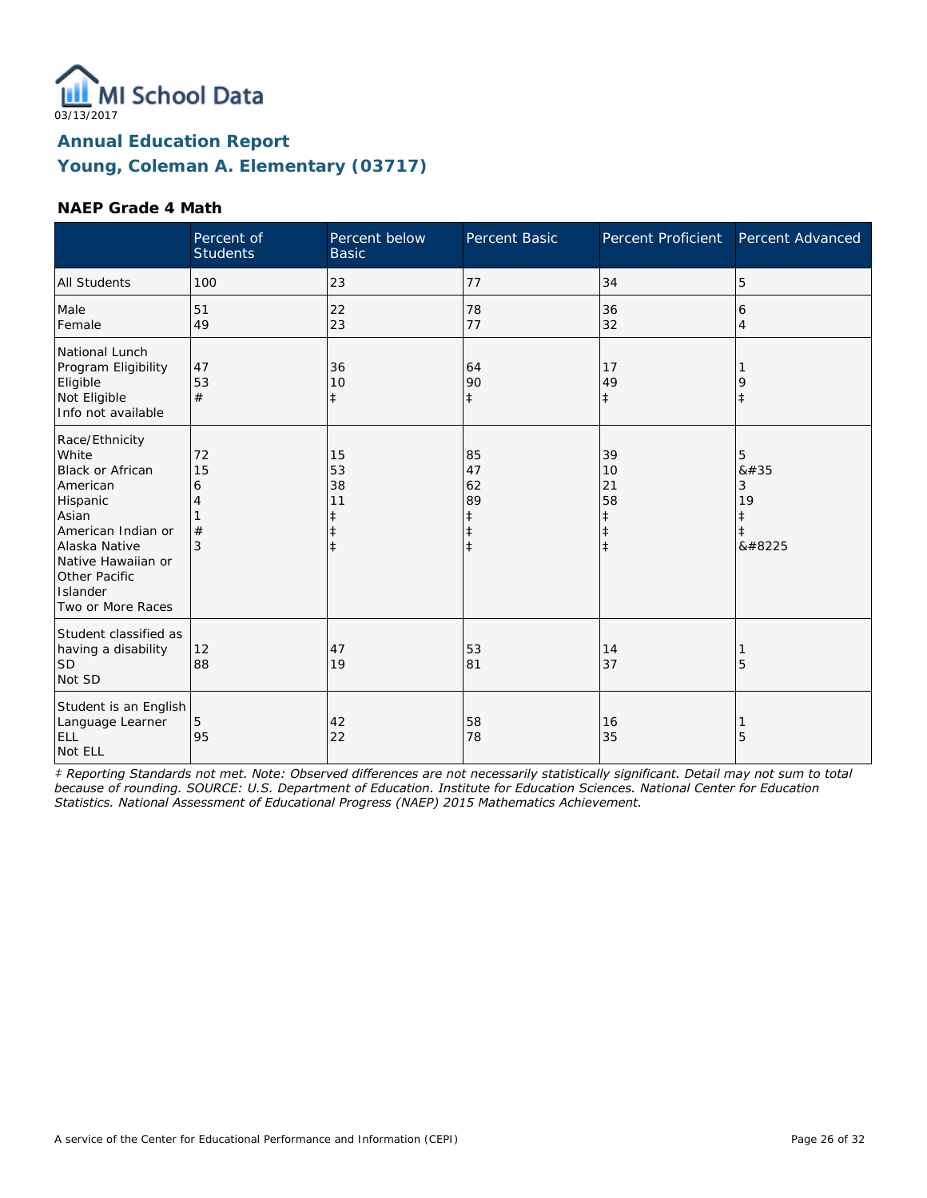MI School Data
03/13/2017

## Annual Education Report
## Young, Coleman A. Elementary (03717)

### NAEP Grade 4 Math

| | Percent of Students | Percent below Basic | Percent Basic | Percent Proficient | Percent Advanced |
|---|---|---|---|---|---|
| All Students | 100 | 23 | 77 | 34 | 5 |
| Male | 51 | 22 | 78 | 36 | 6 |
| Female | 49 | 23 | 77 | 32 | 4 |
| National Lunch Program Eligibility | | | | | |
| Eligible | 47 | 36 | 64 | 17 | 1 |
| Not Eligible | 53 | 10 | 90 | 49 | 9 |
| Info not available | # | ‡ | ‡ | ‡ | ‡ |
| Race/Ethnicity | | | | | |
| White | 72 | 15 | 85 | 39 | 5 |
| Black or African American | 15 | 53 | 47 | 10 | &#35 |
| Hispanic | 6 | 38 | 62 | 21 | 3 |
| Asian | 4 | 11 | 89 | 58 | 19 |
| American Indian or Alaska Native | 1 | ‡ | ‡ | ‡ | ‡ |
| Native Hawaiian or Other Pacific Islander | # | ‡ | ‡ | ‡ | ‡ |
| Two or More Races | 3 | ‡ | ‡ | ‡ | &#8225 |
| Student classified as having a disability | | | | | |
| SD | 12 | 47 | 53 | 14 | 1 |
| Not SD | 88 | 19 | 81 | 37 | 5 |
| Student is an English Language Learner | | | | | |
| ELL | 5 | 42 | 58 | 16 | 1 |
| Not ELL | 95 | 22 | 78 | 35 | 5 |

*‡ Reporting Standards not met. Note: Observed differences are not necessarily statistically significant. Detail may not sum to total because of rounding. SOURCE: U.S. Department of Education. Institute for Education Sciences. National Center for Education Statistics. National Assessment of Educational Progress (NAEP) 2015 Mathematics Achievement.*

A service of the Center for Educational Performance and Information (CEPI)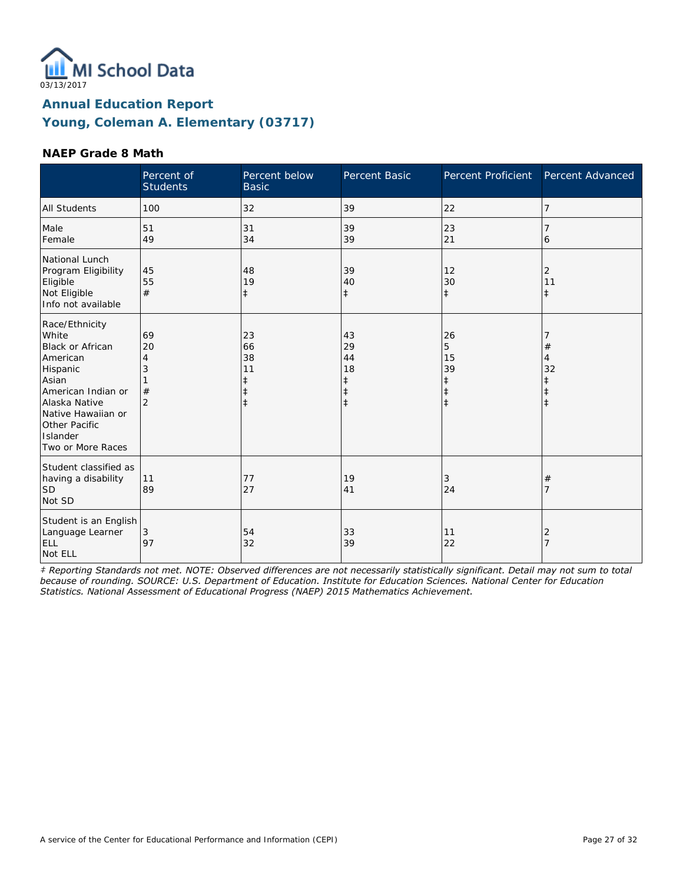MI School Data

03/13/2017

## Annual Education Report
## Young, Coleman A. Elementary (03717)

### NAEP Grade 8 Math

| | Percent of Students | Percent below Basic | Percent Basic | Percent Proficient | Percent Advanced |
|---|---|---|---|---|---|
| All Students | 100 | 32 | 39 | 22 | 7 |
| Male | 51 | 31 | 39 | 23 | 7 |
| Female | 49 | 34 | 39 | 21 | 6 |
| National Lunch Program Eligibility | | | | | |
| Eligible | 45 | 48 | 39 | 12 | 2 |
| Not Eligible | 55 | 19 | 40 | 30 | 11 |
| Info not available | # | ‡ | ‡ | ‡ | ‡ |
| Race/Ethnicity | | | | | |
| White | 69 | 23 | 43 | 26 | 7 |
| Black or African American | 20 | 66 | 29 | 5 | # |
| Hispanic | 4 | 38 | 44 | 15 | 4 |
| Asian | 3 | 11 | 18 | 39 | 32 |
| American Indian or Alaska Native | 1 | ‡ | ‡ | ‡ | ‡ |
| Native Hawaiian or Other Pacific Islander | # | ‡ | ‡ | ‡ | ‡ |
| Two or More Races | 2 | ‡ | ‡ | ‡ | ‡ |
| Student classified as having a disability | | | | | |
| SD | 11 | 77 | 19 | 3 | # |
| Not SD | 89 | 27 | 41 | 24 | 7 |
| Student is an English Language Learner | | | | | |
| ELL | 3 | 54 | 33 | 11 | 2 |
| Not ELL | 97 | 32 | 39 | 22 | 7 |

*‡ Reporting Standards not met. NOTE: Observed differences are not necessarily statistically significant. Detail may not sum to total because of rounding. SOURCE: U.S. Department of Education. Institute for Education Sciences. National Center for Education Statistics. National Assessment of Educational Progress (NAEP) 2015 Mathematics Achievement.*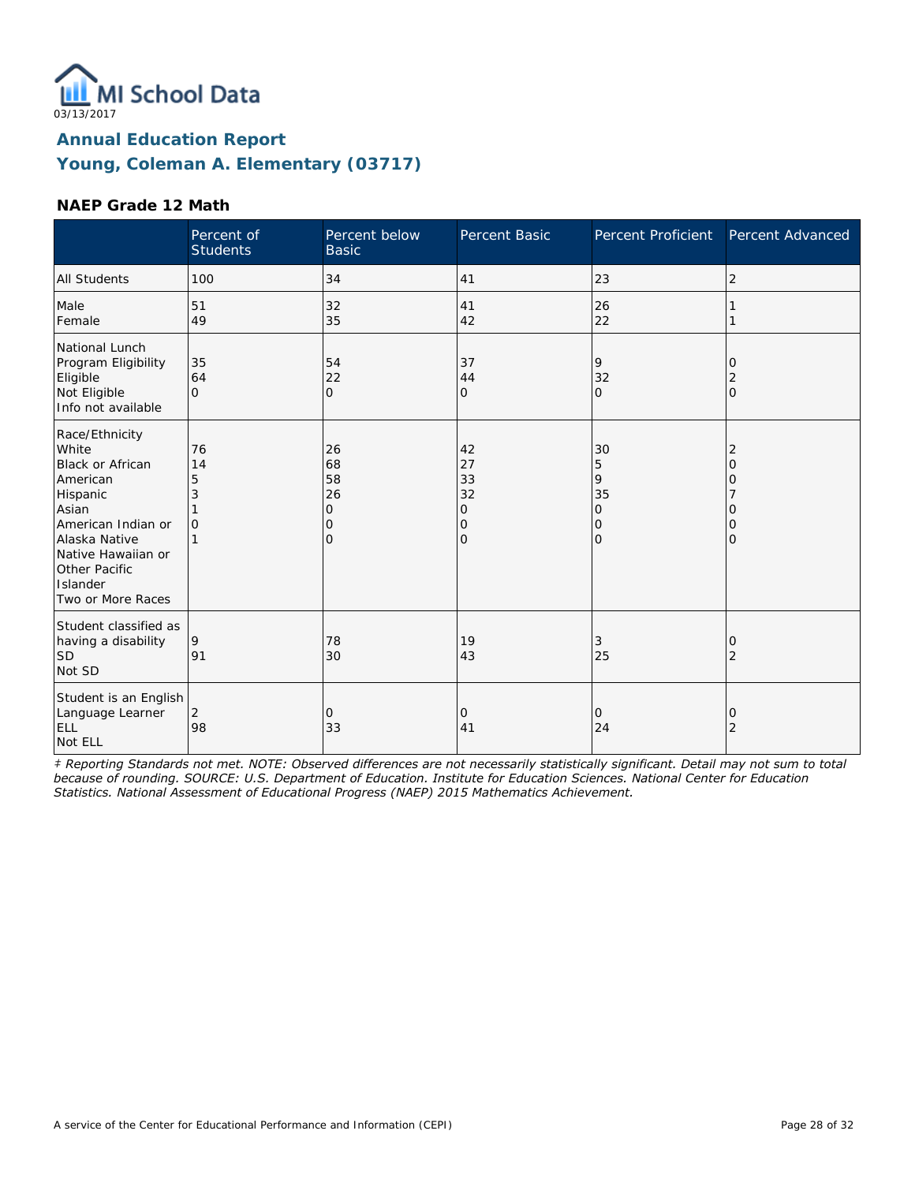MI School Data
03/13/2017

## Annual Education Report
## Young, Coleman A. Elementary (03717)

### NAEP Grade 12 Math

| | Percent of Students | Percent below Basic | Percent Basic | Percent Proficient | Percent Advanced |
|---|---|---|---|---|---|
| All Students | 100 | 34 | 41 | 23 | 2 |
| Male | 51 | 32 | 41 | 26 | 1 |
| Female | 49 | 35 | 42 | 22 | 1 |
| National Lunch Program Eligibility | | | | | |
| Eligible | 35 | 54 | 37 | 9 | 0 |
| Not Eligible | 64 | 22 | 44 | 32 | 2 |
| Info not available | 0 | 0 | 0 | 0 | 0 |
| Race/Ethnicity | | | | | |
| White | 76 | 26 | 42 | 30 | 2 |
| Black or African American | 14 | 68 | 27 | 5 | 0 |
| Hispanic | 5 | 58 | 33 | 9 | 0 |
| Asian | 3 | 26 | 32 | 35 | 7 |
| American Indian or Alaska Native | 1 | 0 | 0 | 0 | 0 |
| Native Hawaiian or Other Pacific Islander | 0 | 0 | 0 | 0 | 0 |
| Two or More Races | 1 | 0 | 0 | 0 | 0 |
| Student classified as having a disability | | | | | |
| SD | 9 | 78 | 19 | 3 | 0 |
| Not SD | 91 | 30 | 43 | 25 | 2 |
| Student is an English Language Learner | | | | | |
| ELL | 2 | 0 | 0 | 0 | 0 |
| Not ELL | 98 | 33 | 41 | 24 | 2 |

*‡ Reporting Standards not met. NOTE: Observed differences are not necessarily statistically significant. Detail may not sum to total because of rounding. SOURCE: U.S. Department of Education. Institute for Education Sciences. National Center for Education Statistics. National Assessment of Educational Progress (NAEP) 2015 Mathematics Achievement.*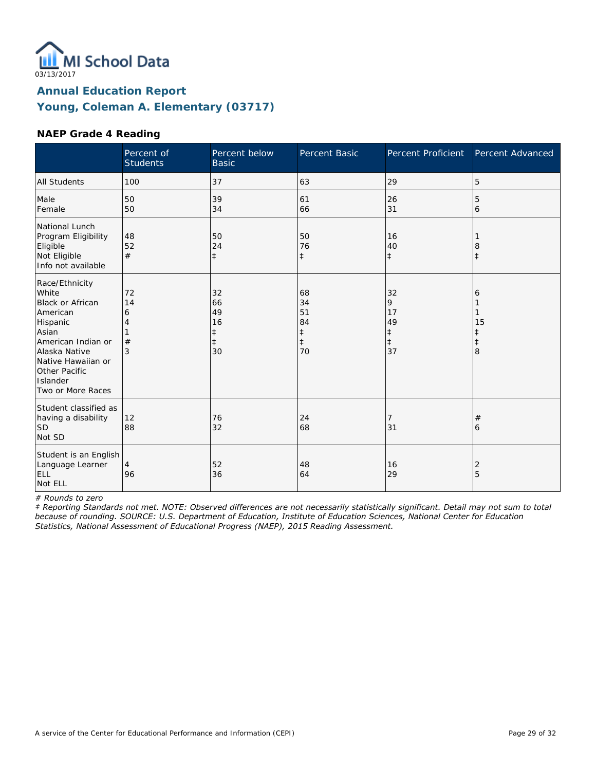03/13/2017

# Annual Education Report
# Young, Coleman A. Elementary (03717)

### NAEP Grade 4 Reading

| | Percent of Students | Percent below Basic | Percent Basic | Percent Proficient | Percent Advanced |
|---|---|---|---|---|---|
| All Students | 100 | 37 | 63 | 29 | 5 |
| Male | 50 | 39 | 61 | 26 | 5 |
| Female | 50 | 34 | 66 | 31 | 6 |
| National Lunch Program Eligibility | | | | | |
| Eligible | 48 | 50 | 50 | 16 | 1 |
| Not Eligible | 52 | 24 | 76 | 40 | 8 |
| Info not available | # | ‡ | ‡ | ‡ | ‡ |
| Race/Ethnicity | | | | | |
| White | 72 | 32 | 68 | 32 | 6 |
| Black or African American | 14 | 66 | 34 | 9 | 1 |
| Hispanic | 6 | 49 | 51 | 17 | 1 |
| Asian | 4 | 16 | 84 | 49 | 15 |
| American Indian or Alaska Native | 1 | ‡ | ‡ | ‡ | ‡ |
| Native Hawaiian or Other Pacific Islander | # | ‡ | ‡ | ‡ | ‡ |
| Two or More Races | 3 | 30 | 70 | 37 | 8 |
| Student classified as having a disability | | | | | |
| SD | 12 | 76 | 24 | 7 | # |
| Not SD | 88 | 32 | 68 | 31 | 6 |
| Student is an English Language Learner | | | | | |
| ELL | 4 | 52 | 48 | 16 | 2 |
| Not ELL | 96 | 36 | 64 | 29 | 5 |

*# Rounds to zero*

*‡ Reporting Standards not met. NOTE: Observed differences are not necessarily statistically significant. Detail may not sum to total because of rounding. SOURCE: U.S. Department of Education, Institute of Education Sciences, National Center for Education Statistics, National Assessment of Educational Progress (NAEP), 2015 Reading Assessment.*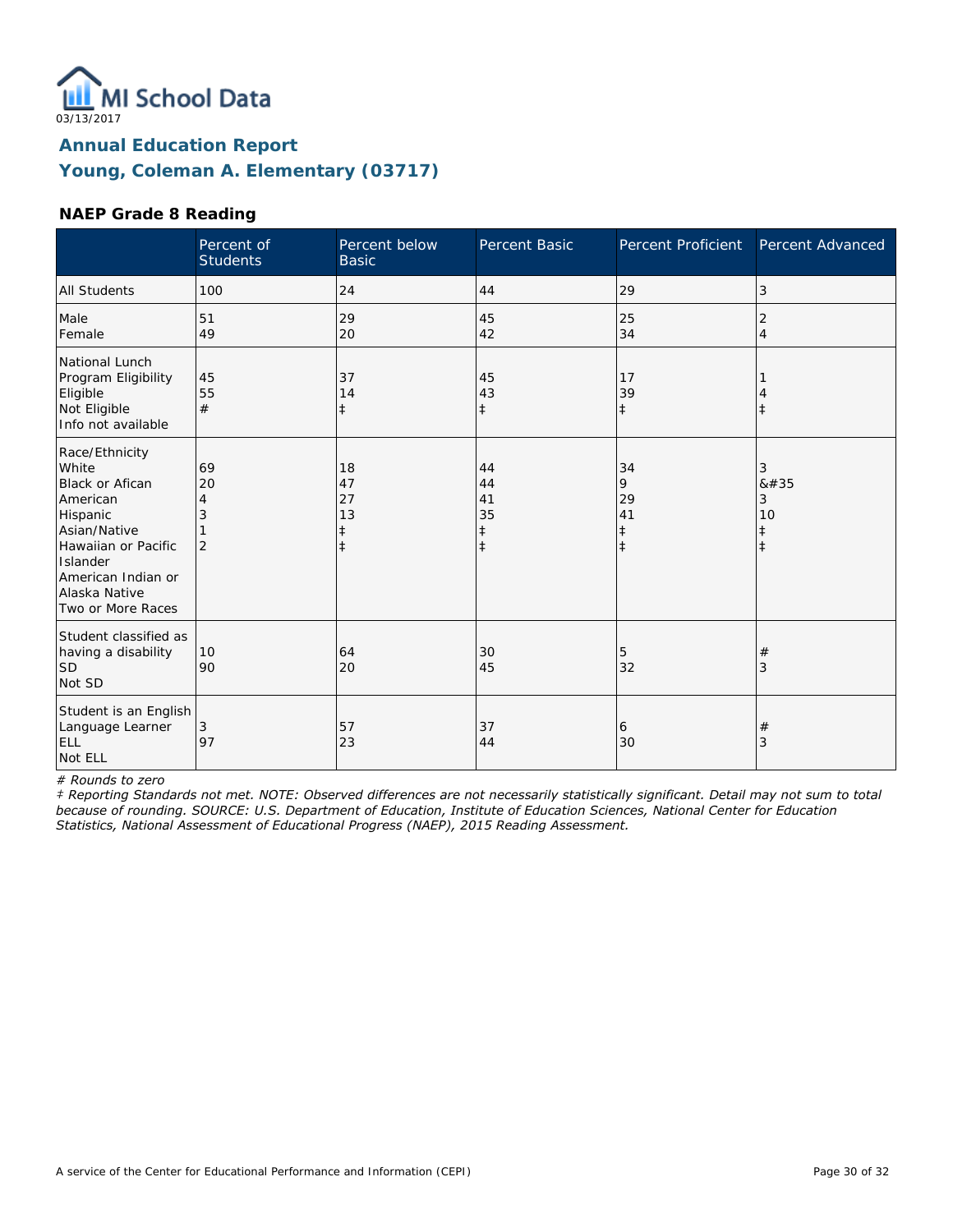MI School Data

03/13/2017

## Annual Education Report

## Young, Coleman A. Elementary (03717)

### NAEP Grade 8 Reading

| | Percent of Students | Percent below Basic | Percent Basic | Percent Proficient | Percent Advanced |
|---|---|---|---|---|---|
| All Students | 100 | 24 | 44 | 29 | 3 |
| Male<br>Female | 51<br>49 | 29<br>20 | 45<br>42 | 25<br>34 | 2<br>4 |
| National Lunch Program Eligibility<br>Eligible<br>Not Eligible<br>Info not available | 45<br>55<br># | 37<br>14<br>‡ | 45<br>43<br>‡ | 17<br>39<br>‡ | 1<br>4<br>‡ |
| Race/Ethnicity<br>White<br>Black or Afican American<br>Hispanic<br>Asian/Native Hawaiian or Pacific Islander<br>American Indian or Alaska Native<br>Two or More Races | 69<br>20<br>4<br>3<br>1<br>2 | 18<br>47<br>27<br>13<br>‡<br>‡ | 44<br>44<br>41<br>35<br>‡<br>‡ | 34<br>9<br>29<br>41<br>‡<br>‡ | 3<br>&#35<br>3<br>10<br>‡<br>‡ |
| Student classified as having a disability<br>SD<br>Not SD | 10<br>90 | 64<br>20 | 30<br>45 | 5<br>32 | #<br>3 |
| Student is an English Language Learner<br>ELL<br>Not ELL | 3<br>97 | 57<br>23 | 37<br>44 | 6<br>30 | #<br>3 |

*# Rounds to zero*

*‡ Reporting Standards not met. NOTE: Observed differences are not necessarily statistically significant. Detail may not sum to total because of rounding. SOURCE: U.S. Department of Education, Institute of Education Sciences, National Center for Education Statistics, National Assessment of Educational Progress (NAEP), 2015 Reading Assessment.*

A service of the Center for Educational Performance and Information (CEPI)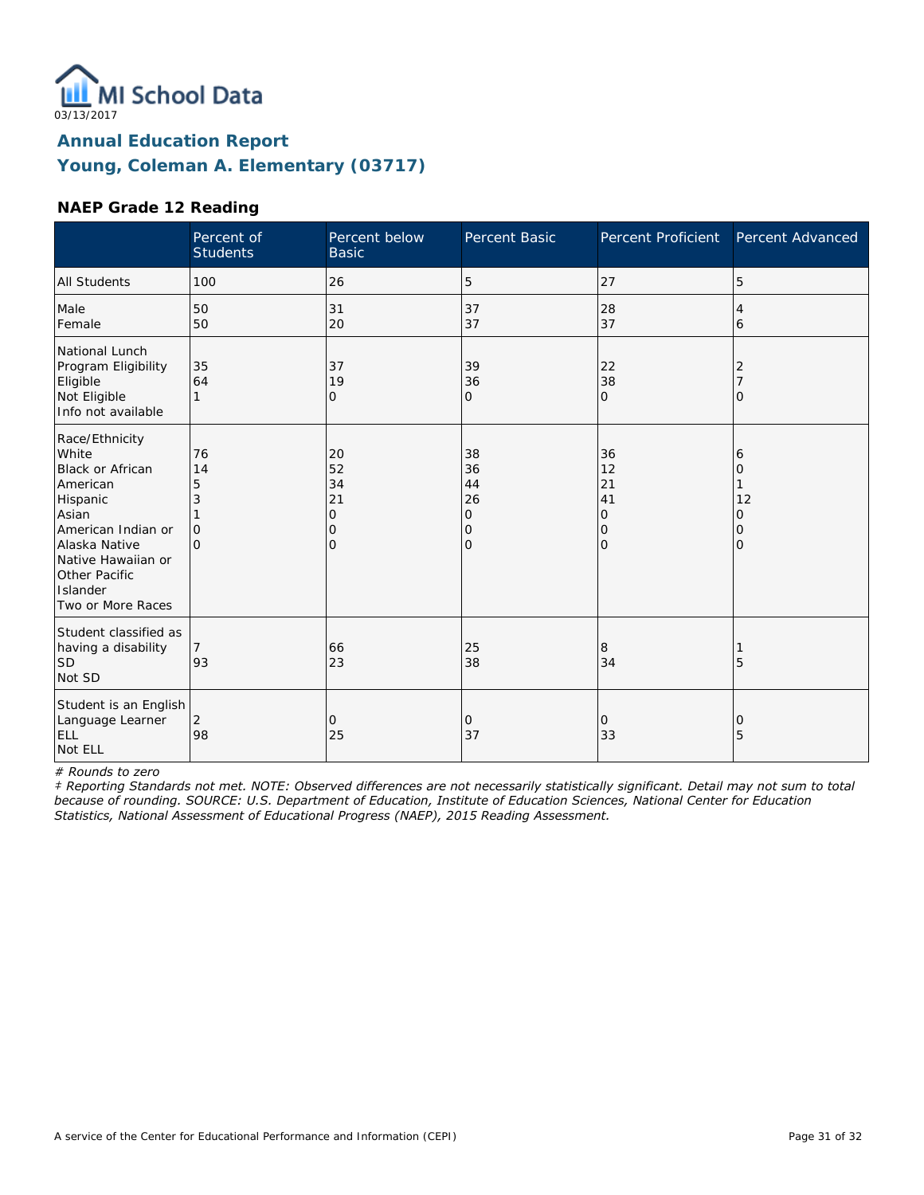MI School Data

03/13/2017

## Annual Education Report

## Young, Coleman A. Elementary (03717)

### NAEP Grade 12 Reading

| | Percent of Students | Percent below Basic | Percent Basic | Percent Proficient | Percent Advanced |
|---|---|---|---|---|---|
| All Students | 100 | 26 | 5 | 27 | 5 |
| Male<br>Female | 50<br>50 | 31<br>20 | 37<br>37 | 28<br>37 | 4<br>6 |
| National Lunch Program Eligibility<br>Eligible<br>Not Eligible<br>Info not available | 35<br>64<br>1 | 37<br>19<br>0 | 39<br>36<br>0 | 22<br>38<br>0 | 2<br>7<br>0 |
| Race/Ethnicity<br>White<br>Black or African American<br>Hispanic<br>Asian<br>American Indian or Alaska Native<br>Native Hawaiian or Other Pacific Islander<br>Two or More Races | 76<br>14<br>5<br>3<br>1<br>0<br>0 | 20<br>52<br>34<br>21<br>0<br>0<br>0 | 38<br>36<br>44<br>26<br>0<br>0<br>0 | 36<br>12<br>21<br>41<br>0<br>0<br>0 | 6<br>0<br>1<br>12<br>0<br>0<br>0 |
| Student classified as having a disability<br>SD<br>Not SD | 7<br>93 | 66<br>23 | 25<br>38 | 8<br>34 | 1<br>5 |
| Student is an English Language Learner<br>ELL<br>Not ELL | 2<br>98 | 0<br>25 | 0<br>37 | 0<br>33 | 0<br>5 |

*# Rounds to zero*

*‡ Reporting Standards not met. NOTE: Observed differences are not necessarily statistically significant. Detail may not sum to total because of rounding. SOURCE: U.S. Department of Education, Institute of Education Sciences, National Center for Education Statistics, National Assessment of Educational Progress (NAEP), 2015 Reading Assessment.*

A service of the Center for Educational Performance and Information (CEPI)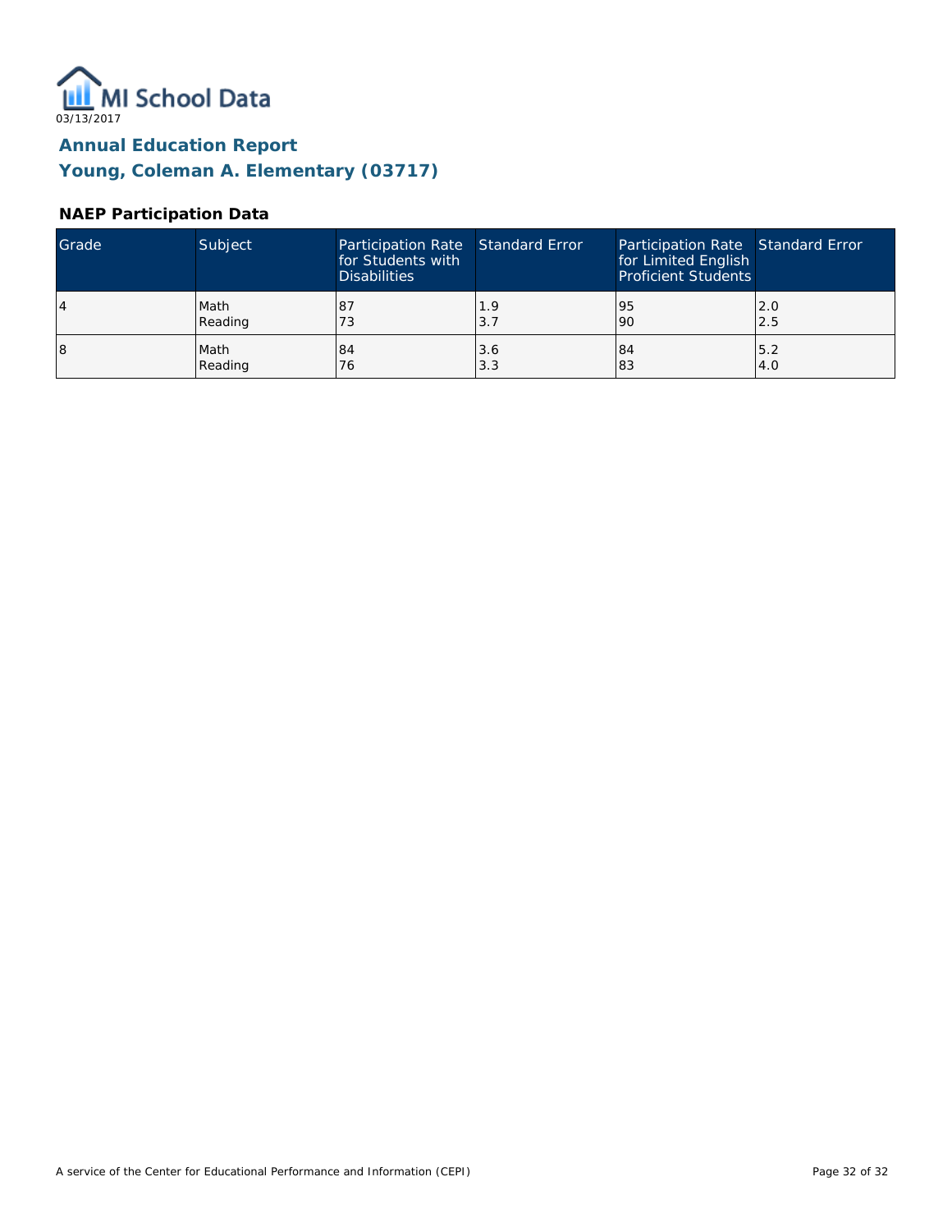MI School Data

03/13/2017

## Annual Education Report
## Young, Coleman A. Elementary (03717)

### NAEP Participation Data

| Grade | Subject | Participation Rate for Students with Disabilities | Standard Error | Participation Rate for Limited English Proficient Students | Standard Error |
|---|---|---|---|---|---|
| 4 | Math<br>Reading | 87<br>73 | 1.9<br>3.7 | 95<br>90 | 2.0<br>2.5 |
| 8 | Math<br>Reading | 84<br>76 | 3.6<br>3.3 | 84<br>83 | 5.2<br>4.0 |

A service of the Center for Educational Performance and Information (CEPI)